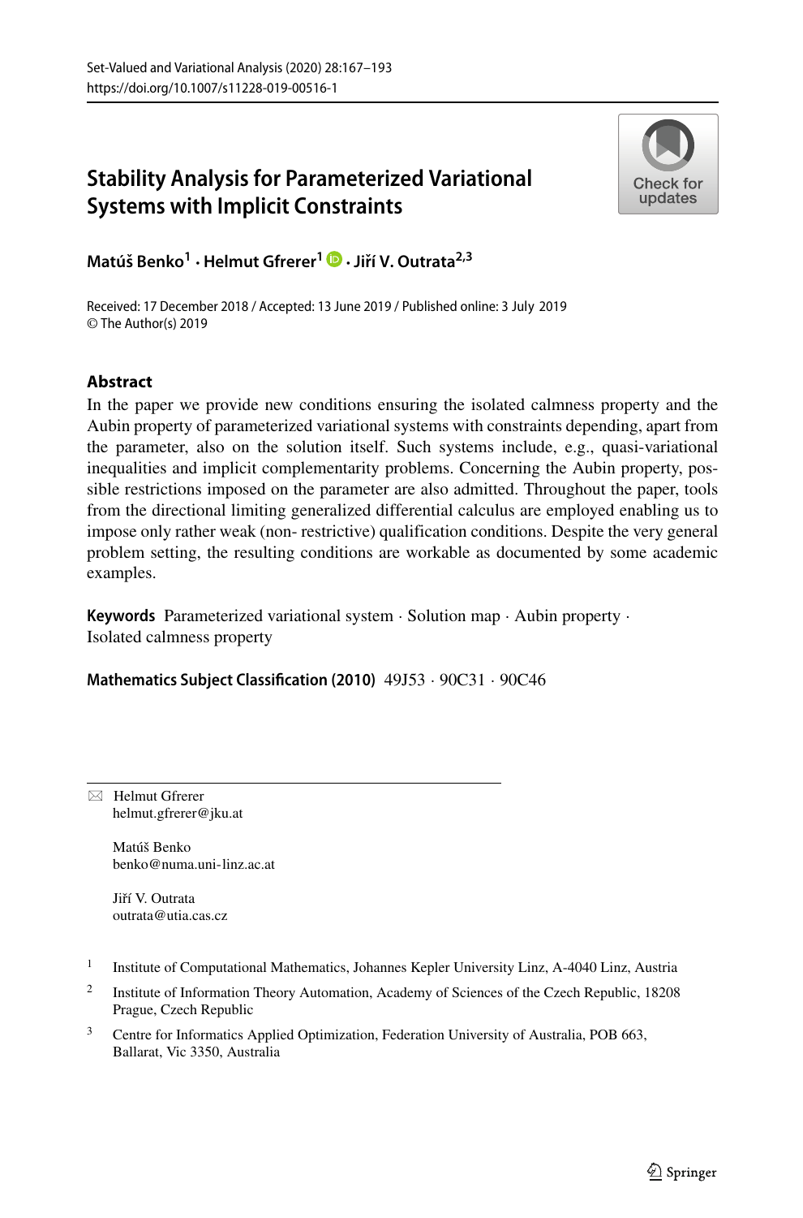# Stability Analysis for Parameterized Variational Systems with Implicit Constraints

**Matúš Benko[1] · Helmut Gfrerer[1] · Jiří V. Outrata[2,3]**

Received: 17 December 2018 / Accepted: 13 June 2019 / Published online: 3 July 2019
© The Author(s) 2019

## Abstract

In the paper we provide new conditions ensuring the isolated calmness property and the Aubin property of parameterized variational systems with constraints depending, apart from the parameter, also on the solution itself. Such systems include, e.g., quasi-variational inequalities and implicit complementarity problems. Concerning the Aubin property, possible restrictions imposed on the parameter are also admitted. Throughout the paper, tools from the directional limiting generalized differential calculus are employed enabling us to impose only rather weak (non- restrictive) qualification conditions. Despite the very general problem setting, the resulting conditions are workable as documented by some academic examples.

**Keywords** Parameterized variational system · Solution map · Aubin property · Isolated calmness property

**Mathematics Subject Classification (2010)** 49J53 · 90C31 · 90C46

---

✉ Helmut Gfrerer
helmut.gfrerer@jku.at

Matúš Benko
benko@numa.uni-linz.ac.at

Jiří V. Outrata
outrata@utia.cas.cz

[1] Institute of Computational Mathematics, Johannes Kepler University Linz, A-4040 Linz, Austria

[2] Institute of Information Theory Automation, Academy of Sciences of the Czech Republic, 18208 Prague, Czech Republic

[3] Centre for Informatics Applied Optimization, Federation University of Australia, POB 663, Ballarat, Vic 3350, Australia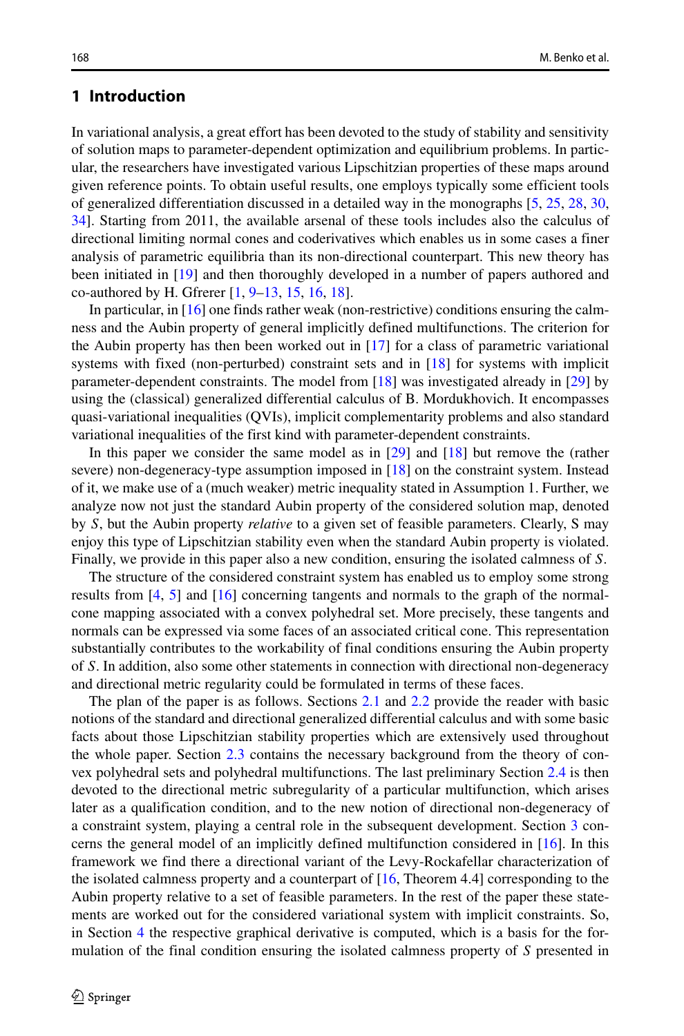## 1 Introduction

In variational analysis, a great effort has been devoted to the study of stability and sensitivity of solution maps to parameter-dependent optimization and equilibrium problems. In particular, the researchers have investigated various Lipschitzian properties of these maps around given reference points. To obtain useful results, one employs typically some efficient tools of generalized differentiation discussed in a detailed way in the monographs [5, 25, 28, 30, 34]. Starting from 2011, the available arsenal of these tools includes also the calculus of directional limiting normal cones and coderivatives which enables us in some cases a finer analysis of parametric equilibria than its non-directional counterpart. This new theory has been initiated in [19] and then thoroughly developed in a number of papers authored and co-authored by H. Gfrerer [1, 9–13, 15, 16, 18].

In particular, in [16] one finds rather weak (non-restrictive) conditions ensuring the calmness and the Aubin property of general implicitly defined multifunctions. The criterion for the Aubin property has then been worked out in [17] for a class of parametric variational systems with fixed (non-perturbed) constraint sets and in [18] for systems with implicit parameter-dependent constraints. The model from [18] was investigated already in [29] by using the (classical) generalized differential calculus of B. Mordukhovich. It encompasses quasi-variational inequalities (QVIs), implicit complementarity problems and also standard variational inequalities of the first kind with parameter-dependent constraints.

In this paper we consider the same model as in [29] and [18] but remove the (rather severe) non-degeneracy-type assumption imposed in [18] on the constraint system. Instead of it, we make use of a (much weaker) metric inequality stated in Assumption 1. Further, we analyze now not just the standard Aubin property of the considered solution map, denoted by $S$, but the Aubin property *relative* to a given set of feasible parameters. Clearly, S may enjoy this type of Lipschitzian stability even when the standard Aubin property is violated. Finally, we provide in this paper also a new condition, ensuring the isolated calmness of $S$.

The structure of the considered constraint system has enabled us to employ some strong results from [4, 5] and [16] concerning tangents and normals to the graph of the normal-cone mapping associated with a convex polyhedral set. More precisely, these tangents and normals can be expressed via some faces of an associated critical cone. This representation substantially contributes to the workability of final conditions ensuring the Aubin property of $S$. In addition, also some other statements in connection with directional non-degeneracy and directional metric regularity could be formulated in terms of these faces.

The plan of the paper is as follows. Sections 2.1 and 2.2 provide the reader with basic notions of the standard and directional generalized differential calculus and with some basic facts about those Lipschitzian stability properties which are extensively used throughout the whole paper. Section 2.3 contains the necessary background from the theory of convex polyhedral sets and polyhedral multifunctions. The last preliminary Section 2.4 is then devoted to the directional metric subregularity of a particular multifunction, which arises later as a qualification condition, and to the new notion of directional non-degeneracy of a constraint system, playing a central role in the subsequent development. Section 3 concerns the general model of an implicitly defined multifunction considered in [16]. In this framework we find there a directional variant of the Levy-Rockafellar characterization of the isolated calmness property and a counterpart of [16, Theorem 4.4] corresponding to the Aubin property relative to a set of feasible parameters. In the rest of the paper these statements are worked out for the considered variational system with implicit constraints. So, in Section 4 the respective graphical derivative is computed, which is a basis for the formulation of the final condition ensuring the isolated calmness property of $S$ presented in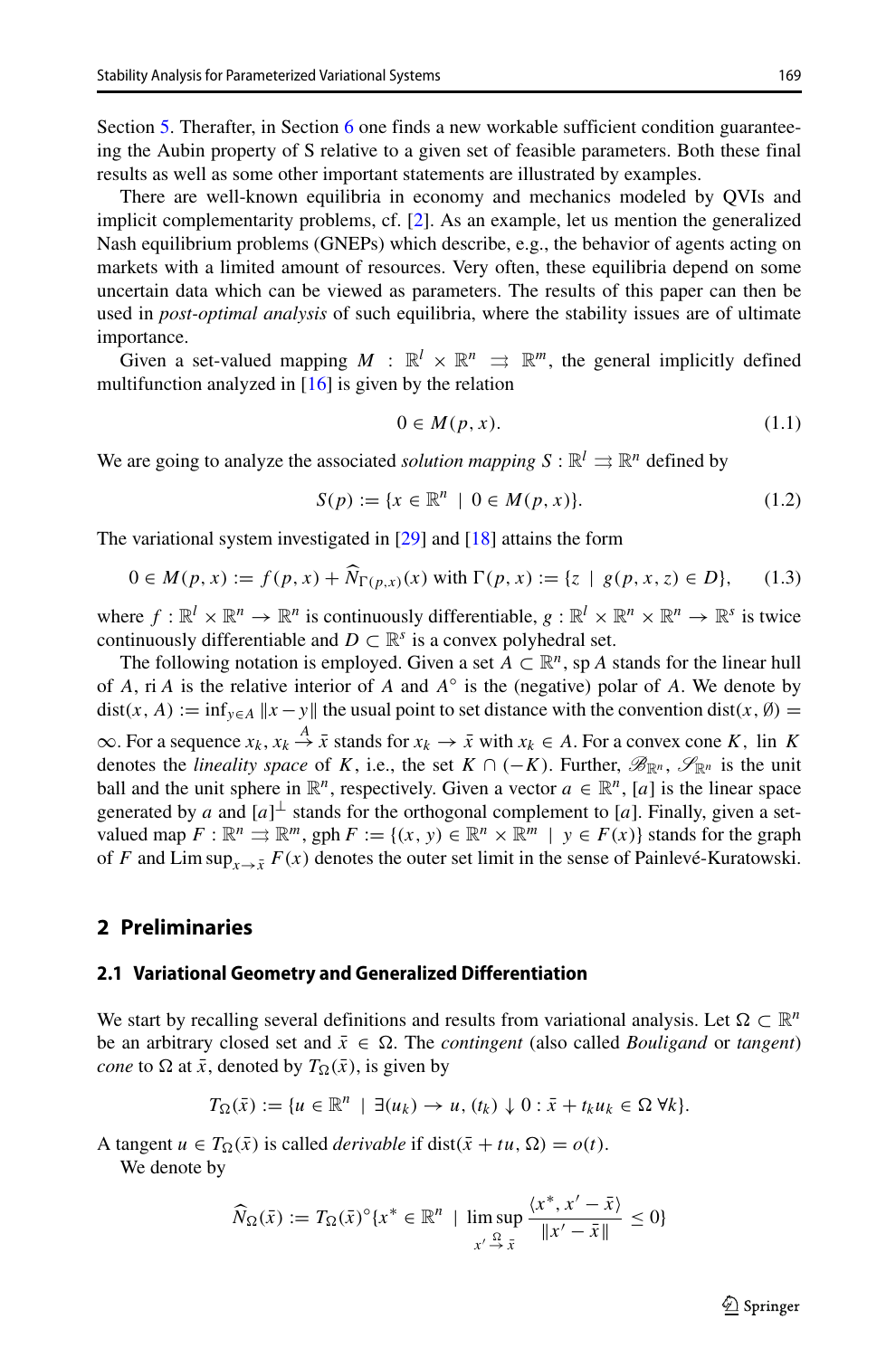Section 5. Therafter, in Section 6 one finds a new workable sufficient condition guaranteeing the Aubin property of S relative to a given set of feasible parameters. Both these final results as well as some other important statements are illustrated by examples.

There are well-known equilibria in economy and mechanics modeled by QVIs and implicit complementarity problems, cf. [2]. As an example, let us mention the generalized Nash equilibrium problems (GNEPs) which describe, e.g., the behavior of agents acting on markets with a limited amount of resources. Very often, these equilibria depend on some uncertain data which can be viewed as parameters. The results of this paper can then be used in *post-optimal analysis* of such equilibria, where the stability issues are of ultimate importance.

Given a set-valued mapping $M : \mathbb{R}^l \times \mathbb{R}^n \rightrightarrows \mathbb{R}^m$, the general implicitly defined multifunction analyzed in [16] is given by the relation

$$0 \in M(p, x). \tag{1.1}$$

We are going to analyze the associated *solution mapping* $S : \mathbb{R}^l \rightrightarrows \mathbb{R}^n$ defined by

$$S(p) := \{x \in \mathbb{R}^n \mid 0 \in M(p, x)\}. \tag{1.2}$$

The variational system investigated in [29] and [18] attains the form

$$0 \in M(p, x) := f(p, x) + \widehat{N}_{\Gamma(p,x)}(x) \text{ with } \Gamma(p, x) := \{z \mid g(p, x, z) \in D\}, \tag{1.3}$$

where $f : \mathbb{R}^l \times \mathbb{R}^n \to \mathbb{R}^n$ is continuously differentiable, $g : \mathbb{R}^l \times \mathbb{R}^n \times \mathbb{R}^n \to \mathbb{R}^s$ is twice continuously differentiable and $D \subset \mathbb{R}^s$ is a convex polyhedral set.

The following notation is employed. Given a set $A \subset \mathbb{R}^n$, sp $A$ stands for the linear hull of $A$, ri $A$ is the relative interior of $A$ and $A^\circ$ is the (negative) polar of $A$. We denote by $\text{dist}(x, A) := \inf_{y \in A} \|x - y\|$ the usual point to set distance with the convention $\text{dist}(x, \emptyset) = \infty$. For a sequence $x_k$, $x_k \xrightarrow{A} \bar{x}$ stands for $x_k \to \bar{x}$ with $x_k \in A$. For a convex cone $K$, lin $K$ denotes the *lineality space* of $K$, i.e., the set $K \cap (-K)$. Further, $\mathscr{B}_{\mathbb{R}^n}$, $\mathscr{S}_{\mathbb{R}^n}$ is the unit ball and the unit sphere in $\mathbb{R}^n$, respectively. Given a vector $a \in \mathbb{R}^n$, $[a]$ is the linear space generated by $a$ and $[a]^\perp$ stands for the orthogonal complement to $[a]$. Finally, given a set-valued map $F : \mathbb{R}^n \rightrightarrows \mathbb{R}^m$, gph $F := \{(x, y) \in \mathbb{R}^n \times \mathbb{R}^m \mid y \in F(x)\}$ stands for the graph of $F$ and $\text{Lim}\sup_{x \to \bar{x}} F(x)$ denotes the outer set limit in the sense of Painlevé-Kuratowski.

## 2 Preliminaries

### 2.1 Variational Geometry and Generalized Differentiation

We start by recalling several definitions and results from variational analysis. Let $\Omega \subset \mathbb{R}^n$ be an arbitrary closed set and $\bar{x} \in \Omega$. The *contingent* (also called *Bouligand* or *tangent*) *cone* to $\Omega$ at $\bar{x}$, denoted by $T_\Omega(\bar{x})$, is given by

$$T_\Omega(\bar{x}) := \{u \in \mathbb{R}^n \mid \exists (u_k) \to u, (t_k) \downarrow 0 : \bar{x} + t_k u_k \in \Omega \; \forall k\}.$$

A tangent $u \in T_\Omega(\bar{x})$ is called *derivable* if $\text{dist}(\bar{x} + tu, \Omega) = o(t)$.

We denote by

$$\widehat{N}_\Omega(\bar{x}) := T_\Omega(\bar{x})^\circ \{x^* \in \mathbb{R}^n \mid \limsup_{x' \xrightarrow{\Omega} \bar{x}} \frac{\langle x^*, x' - \bar{x} \rangle}{\|x' - \bar{x}\|} \leq 0\}$$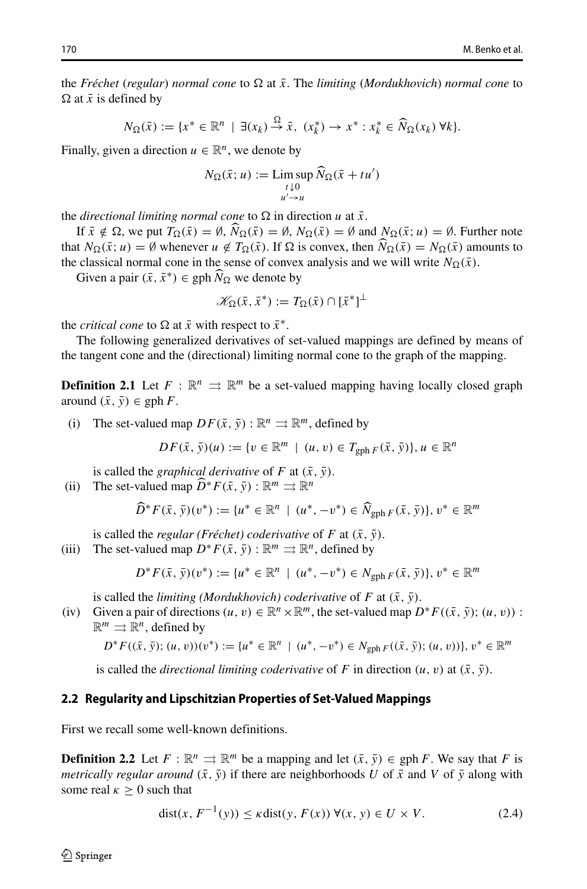the *Fréchet* (*regular*) *normal cone* to $\Omega$ at $\bar{x}$. The *limiting* (*Mordukhovich*) *normal cone* to $\Omega$ at $\bar{x}$ is defined by

$$N_\Omega(\bar{x}) := \{x^* \in \mathbb{R}^n \mid \exists (x_k) \overset{\Omega}{\to} \bar{x},\ (x_k^*) \to x^* : x_k^* \in \widehat{N}_\Omega(x_k)\ \forall k\}.$$

Finally, given a direction $u \in \mathbb{R}^n$, we denote by

$$N_\Omega(\bar{x}; u) := \operatorname*{Lim\,sup}_{\substack{t \downarrow 0 \\ u' \to u}} \widehat{N}_\Omega(\bar{x} + tu')$$

the *directional limiting normal cone* to $\Omega$ in direction $u$ at $\bar{x}$.

If $\bar{x} \notin \Omega$, we put $T_\Omega(\bar{x}) = \emptyset$, $\widehat{N}_\Omega(\bar{x}) = \emptyset$, $N_\Omega(\bar{x}) = \emptyset$ and $N_\Omega(\bar{x}; u) = \emptyset$. Further note that $N_\Omega(\bar{x}; u) = \emptyset$ whenever $u \notin T_\Omega(\bar{x})$. If $\Omega$ is convex, then $\widehat{N}_\Omega(\bar{x}) = N_\Omega(\bar{x})$ amounts to the classical normal cone in the sense of convex analysis and we will write $N_\Omega(\bar{x})$.

Given a pair $(\bar{x}, \bar{x}^*) \in \operatorname{gph} \widehat{N}_\Omega$ we denote by

$$\mathscr{K}_\Omega(\bar{x}, \bar{x}^*) := T_\Omega(\bar{x}) \cap [\bar{x}^*]^\perp$$

the *critical cone* to $\Omega$ at $\bar{x}$ with respect to $\bar{x}^*$.

The following generalized derivatives of set-valued mappings are defined by means of the tangent cone and the (directional) limiting normal cone to the graph of the mapping.

**Definition 2.1** Let $F : \mathbb{R}^n \rightrightarrows \mathbb{R}^m$ be a set-valued mapping having locally closed graph around $(\bar{x}, \bar{y}) \in \operatorname{gph} F$.

(i) The set-valued map $DF(\bar{x}, \bar{y}) : \mathbb{R}^n \rightrightarrows \mathbb{R}^m$, defined by

$$DF(\bar{x}, \bar{y})(u) := \{v \in \mathbb{R}^m \mid (u, v) \in T_{\operatorname{gph} F}(\bar{x}, \bar{y})\}, u \in \mathbb{R}^n$$

is called the *graphical derivative* of $F$ at $(\bar{x}, \bar{y})$.

(ii) The set-valued map $\widehat{D}^* F(\bar{x}, \bar{y}) : \mathbb{R}^m \rightrightarrows \mathbb{R}^n$

$$\widehat{D}^* F(\bar{x}, \bar{y})(v^*) := \{u^* \in \mathbb{R}^n \mid (u^*, -v^*) \in \widehat{N}_{\operatorname{gph} F}(\bar{x}, \bar{y})\}, v^* \in \mathbb{R}^m$$

is called the *regular (Fréchet) coderivative* of $F$ at $(\bar{x}, \bar{y})$.

(iii) The set-valued map $D^* F(\bar{x}, \bar{y}) : \mathbb{R}^m \rightrightarrows \mathbb{R}^n$, defined by

$$D^* F(\bar{x}, \bar{y})(v^*) := \{u^* \in \mathbb{R}^n \mid (u^*, -v^*) \in N_{\operatorname{gph} F}(\bar{x}, \bar{y})\}, v^* \in \mathbb{R}^m$$

is called the *limiting (Mordukhovich) coderivative* of $F$ at $(\bar{x}, \bar{y})$.

(iv) Given a pair of directions $(u, v) \in \mathbb{R}^n \times \mathbb{R}^m$, the set-valued map $D^* F((\bar{x}, \bar{y}); (u, v)) : \mathbb{R}^m \rightrightarrows \mathbb{R}^n$, defined by

$$D^* F((\bar{x}, \bar{y}); (u, v))(v^*) := \{u^* \in \mathbb{R}^n \mid (u^*, -v^*) \in N_{\operatorname{gph} F}((\bar{x}, \bar{y}); (u, v))\}, v^* \in \mathbb{R}^m$$

is called the *directional limiting coderivative* of $F$ in direction $(u, v)$ at $(\bar{x}, \bar{y})$.

### 2.2 Regularity and Lipschitzian Properties of Set-Valued Mappings

First we recall some well-known definitions.

**Definition 2.2** Let $F : \mathbb{R}^n \rightrightarrows \mathbb{R}^m$ be a mapping and let $(\bar{x}, \bar{y}) \in \operatorname{gph} F$. We say that $F$ is *metrically regular around* $(\bar{x}, \bar{y})$ if there are neighborhoods $U$ of $\bar{x}$ and $V$ of $\bar{y}$ along with some real $\kappa \geq 0$ such that

$$\operatorname{dist}(x, F^{-1}(y)) \leq \kappa \operatorname{dist}(y, F(x))\ \forall (x, y) \in U \times V. \tag{2.4}$$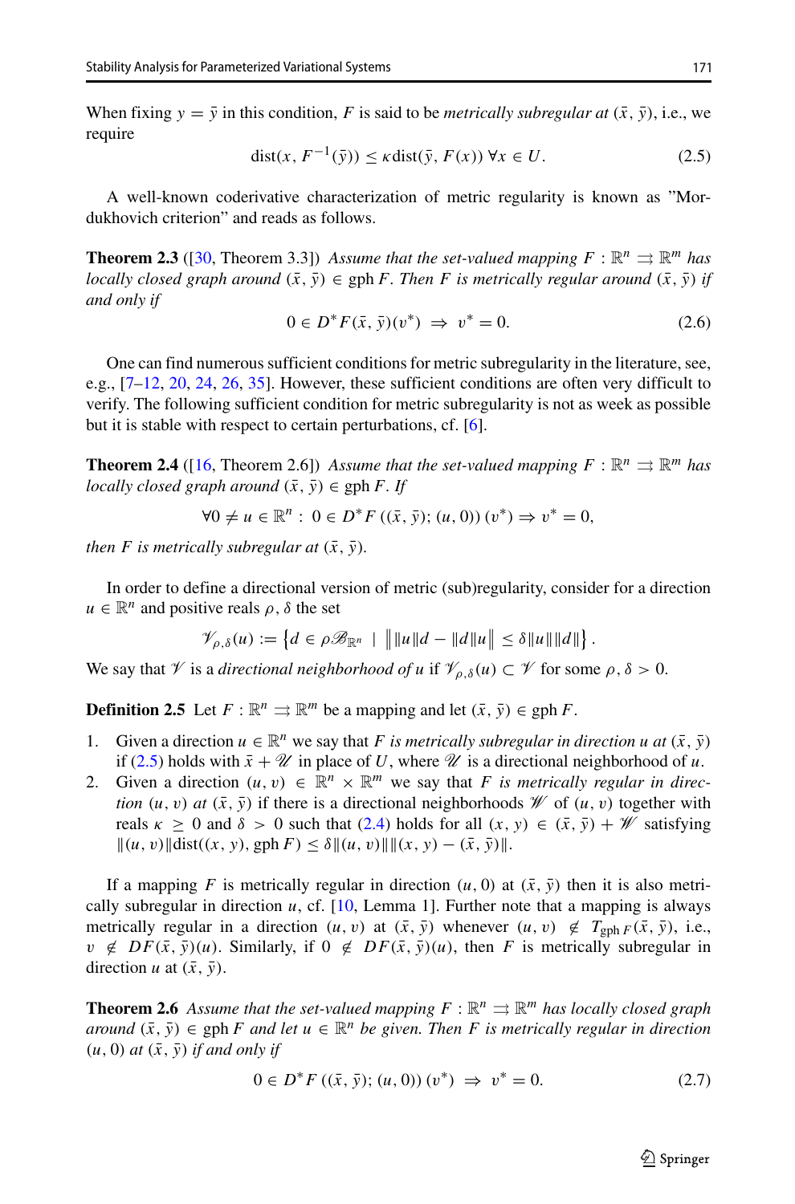When fixing $y = \bar{y}$ in this condition, $F$ is said to be *metrically subregular at* $(\bar{x}, \bar{y})$, i.e., we require

$$\operatorname{dist}(x, F^{-1}(\bar{y})) \le \kappa \operatorname{dist}(\bar{y}, F(x)) \; \forall x \in U. \tag{2.5}$$

A well-known coderivative characterization of metric regularity is known as "Mordukhovich criterion" and reads as follows.

**Theorem 2.3** ([30, Theorem 3.3]) *Assume that the set-valued mapping $F : \mathbb{R}^n \rightrightarrows \mathbb{R}^m$ has locally closed graph around $(\bar{x}, \bar{y}) \in \operatorname{gph} F$. Then $F$ is metrically regular around $(\bar{x}, \bar{y})$ if and only if*

$$0 \in D^* F(\bar{x}, \bar{y})(v^*) \;\Rightarrow\; v^* = 0. \tag{2.6}$$

One can find numerous sufficient conditions for metric subregularity in the literature, see, e.g., [7–12, 20, 24, 26, 35]. However, these sufficient conditions are often very difficult to verify. The following sufficient condition for metric subregularity is not as week as possible but it is stable with respect to certain perturbations, cf. [6].

**Theorem 2.4** ([16, Theorem 2.6]) *Assume that the set-valued mapping $F : \mathbb{R}^n \rightrightarrows \mathbb{R}^m$ has locally closed graph around $(\bar{x}, \bar{y}) \in \operatorname{gph} F$. If*

$$\forall 0 \ne u \in \mathbb{R}^n : \; 0 \in D^* F\left((\bar{x}, \bar{y}); (u, 0)\right)(v^*) \Rightarrow v^* = 0,$$

*then $F$ is metrically subregular at $(\bar{x}, \bar{y})$.*

In order to define a directional version of metric (sub)regularity, consider for a direction $u \in \mathbb{R}^n$ and positive reals $\rho, \delta$ the set

$$\mathscr{V}_{\rho,\delta}(u) := \left\{ d \in \rho \mathscr{B}_{\mathbb{R}^n} \;\middle|\; \big\| \|u\| d - \|d\| u \big\| \le \delta \|u\| \|d\| \right\}.$$

We say that $\mathscr{V}$ is a *directional neighborhood of $u$* if $\mathscr{V}_{\rho,\delta}(u) \subset \mathscr{V}$ for some $\rho, \delta > 0$.

**Definition 2.5** Let $F : \mathbb{R}^n \rightrightarrows \mathbb{R}^m$ be a mapping and let $(\bar{x}, \bar{y}) \in \operatorname{gph} F$.

1. Given a direction $u \in \mathbb{R}^n$ we say that $F$ *is metrically subregular in direction $u$ at* $(\bar{x}, \bar{y})$ if (2.5) holds with $\bar{x} + \mathscr{U}$ in place of $U$, where $\mathscr{U}$ is a directional neighborhood of $u$.
2. Given a direction $(u, v) \in \mathbb{R}^n \times \mathbb{R}^m$ we say that $F$ *is metrically regular in direction $(u, v)$ at* $(\bar{x}, \bar{y})$ if there is a directional neighborhoods $\mathscr{W}$ of $(u, v)$ together with reals $\kappa \ge 0$ and $\delta > 0$ such that (2.4) holds for all $(x, y) \in (\bar{x}, \bar{y}) + \mathscr{W}$ satisfying $\|(u, v)\| \operatorname{dist}((x, y), \operatorname{gph} F) \le \delta \|(u, v)\| \|(x, y) - (\bar{x}, \bar{y})\|$.

If a mapping $F$ is metrically regular in direction $(u, 0)$ at $(\bar{x}, \bar{y})$ then it is also metrically subregular in direction $u$, cf. [10, Lemma 1]. Further note that a mapping is always metrically regular in a direction $(u, v)$ at $(\bar{x}, \bar{y})$ whenever $(u, v) \notin T_{\operatorname{gph} F}(\bar{x}, \bar{y})$, i.e., $v \notin DF(\bar{x}, \bar{y})(u)$. Similarly, if $0 \notin DF(\bar{x}, \bar{y})(u)$, then $F$ is metrically subregular in direction $u$ at $(\bar{x}, \bar{y})$.

**Theorem 2.6** *Assume that the set-valued mapping $F : \mathbb{R}^n \rightrightarrows \mathbb{R}^m$ has locally closed graph around $(\bar{x}, \bar{y}) \in \operatorname{gph} F$ and let $u \in \mathbb{R}^n$ be given. Then $F$ is metrically regular in direction $(u, 0)$ at $(\bar{x}, \bar{y})$ if and only if*

$$0 \in D^* F\left((\bar{x}, \bar{y}); (u, 0)\right)(v^*) \;\Rightarrow\; v^* = 0. \tag{2.7}$$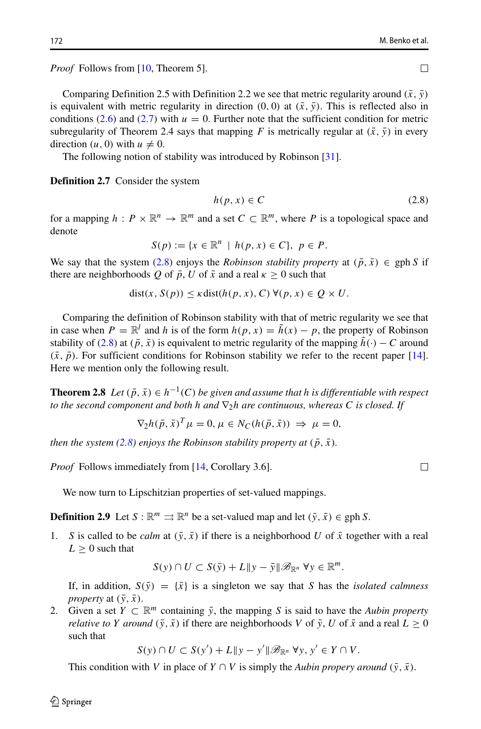*Proof* Follows from [10, Theorem 5]. □

Comparing Definition 2.5 with Definition 2.2 we see that metric regularity around $(\bar{x}, \bar{y})$ is equivalent with metric regularity in direction $(0, 0)$ at $(\bar{x}, \bar{y})$. This is reflected also in conditions (2.6) and (2.7) with $u = 0$. Further note that the sufficient condition for metric subregularity of Theorem 2.4 says that mapping $F$ is metrically regular at $(\bar{x}, \bar{y})$ in every direction $(u, 0)$ with $u \neq 0$.

The following notion of stability was introduced by Robinson [31].

**Definition 2.7** Consider the system

$$h(p, x) \in C \tag{2.8}$$

for a mapping $h : P \times \mathbb{R}^n \to \mathbb{R}^m$ and a set $C \subset \mathbb{R}^m$, where $P$ is a topological space and denote

$$S(p) := \{x \in \mathbb{R}^n \mid h(p, x) \in C\}, \ p \in P.$$

We say that the system (2.8) enjoys the *Robinson stability property* at $(\bar{p}, \bar{x}) \in \operatorname{gph} S$ if there are neighborhoods $Q$ of $\bar{p}$, $U$ of $\bar{x}$ and a real $\kappa \geq 0$ such that

$$\operatorname{dist}(x, S(p)) \leq \kappa \operatorname{dist}(h(p, x), C) \ \forall (p, x) \in Q \times U.$$

Comparing the definition of Robinson stability with that of metric regularity we see that in case when $P = \mathbb{R}^l$ and $h$ is of the form $h(p, x) = \tilde{h}(x) - p$, the property of Robinson stability of (2.8) at $(\bar{p}, \bar{x})$ is equivalent to metric regularity of the mapping $\tilde{h}(\cdot) - C$ around $(\bar{x}, \bar{p})$. For sufficient conditions for Robinson stability we refer to the recent paper [14]. Here we mention only the following result.

**Theorem 2.8** *Let $(\bar{p}, \bar{x}) \in h^{-1}(C)$ be given and assume that h is differentiable with respect to the second component and both h and $\nabla_2 h$ are continuous, whereas C is closed. If*

$$\nabla_2 h(\bar{p}, \bar{x})^T \mu = 0, \mu \in N_C(h(\bar{p}, \bar{x})) \ \Rightarrow \ \mu = 0,$$

*then the system (2.8) enjoys the Robinson stability property at $(\bar{p}, \bar{x})$.*

*Proof* Follows immediately from [14, Corollary 3.6]. □

We now turn to Lipschitzian properties of set-valued mappings.

**Definition 2.9** Let $S : \mathbb{R}^m \rightrightarrows \mathbb{R}^n$ be a set-valued map and let $(\bar{y}, \bar{x}) \in \operatorname{gph} S$.

1. $S$ is called to be *calm* at $(\bar{y}, \bar{x})$ if there is a neighborhood $U$ of $\bar{x}$ together with a real $L \geq 0$ such that

   $$S(y) \cap U \subset S(\bar{y}) + L\|y - \bar{y}\|\mathscr{B}_{\mathbb{R}^n} \ \forall y \in \mathbb{R}^m.$$

   If, in addition, $S(\bar{y}) = \{\bar{x}\}$ is a singleton we say that $S$ has the *isolated calmness property* at $(\bar{y}, \bar{x})$.
2. Given a set $Y \subset \mathbb{R}^m$ containing $\bar{y}$, the mapping $S$ is said to have the *Aubin property relative to $Y$ around* $(\bar{y}, \bar{x})$ if there are neighborhoods $V$ of $\bar{y}$, $U$ of $\bar{x}$ and a real $L \geq 0$ such that

   $$S(y) \cap U \subset S(y') + L\|y - y'\|\mathscr{B}_{\mathbb{R}^n} \ \forall y, y' \in Y \cap V.$$

   This condition with $V$ in place of $Y \cap V$ is simply the *Aubin propery around* $(\bar{y}, \bar{x})$.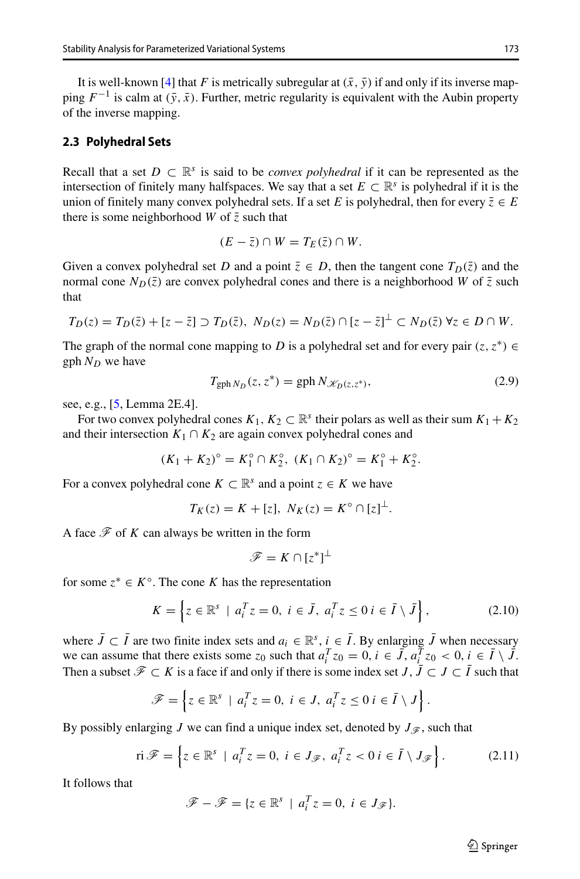It is well-known [4] that $F$ is metrically subregular at $(\bar{x}, \bar{y})$ if and only if its inverse mapping $F^{-1}$ is calm at $(\bar{y}, \bar{x})$. Further, metric regularity is equivalent with the Aubin property of the inverse mapping.

### 2.3 Polyhedral Sets

Recall that a set $D \subset \mathbb{R}^s$ is said to be *convex polyhedral* if it can be represented as the intersection of finitely many halfspaces. We say that a set $E \subset \mathbb{R}^s$ is polyhedral if it is the union of finitely many convex polyhedral sets. If a set $E$ is polyhedral, then for every $\bar{z} \in E$ there is some neighborhood $W$ of $\bar{z}$ such that

$$(E - \bar{z}) \cap W = T_E(\bar{z}) \cap W.$$

Given a convex polyhedral set $D$ and a point $\bar{z} \in D$, then the tangent cone $T_D(\bar{z})$ and the normal cone $N_D(\bar{z})$ are convex polyhedral cones and there is a neighborhood $W$ of $\bar{z}$ such that

$$T_D(z) = T_D(\bar{z}) + [z - \bar{z}] \supset T_D(\bar{z}),\ N_D(z) = N_D(\bar{z}) \cap [z - \bar{z}]^\perp \subset N_D(\bar{z})\ \forall z \in D \cap W.$$

The graph of the normal cone mapping to $D$ is a polyhedral set and for every pair $(z, z^*) \in \operatorname{gph} N_D$ we have

$$T_{\operatorname{gph} N_D}(z, z^*) = \operatorname{gph} N_{\mathscr{K}_D(z,z^*)}, \tag{2.9}$$

see, e.g., [5, Lemma 2E.4].

For two convex polyhedral cones $K_1, K_2 \subset \mathbb{R}^s$ their polars as well as their sum $K_1 + K_2$ and their intersection $K_1 \cap K_2$ are again convex polyhedral cones and

$$(K_1 + K_2)^\circ = K_1^\circ \cap K_2^\circ,\ (K_1 \cap K_2)^\circ = K_1^\circ + K_2^\circ.$$

For a convex polyhedral cone $K \subset \mathbb{R}^s$ and a point $z \in K$ we have

$$T_K(z) = K + [z],\ N_K(z) = K^\circ \cap [z]^\perp.$$

A face $\mathscr{F}$ of $K$ can always be written in the form

$$\mathscr{F} = K \cap [z^*]^\perp$$

for some $z^* \in K^\circ$. The cone $K$ has the representation

$$K = \left\{ z \in \mathbb{R}^s \mid a_i^T z = 0,\ i \in \bar{J},\ a_i^T z \le 0\ i \in \bar{I} \setminus \bar{J} \right\}, \tag{2.10}$$

where $\bar{J} \subset \bar{I}$ are two finite index sets and $a_i \in \mathbb{R}^s, i \in \bar{I}$. By enlarging $\bar{J}$ when necessary we can assume that there exists some $z_0$ such that $a_i^T z_0 = 0, i \in \bar{J}, a_i^T z_0 < 0, i \in \bar{I} \setminus \bar{J}$. Then a subset $\mathscr{F} \subset K$ is a face if and only if there is some index set $J$, $\bar{J} \subset J \subset \bar{I}$ such that

$$\mathscr{F} = \left\{ z \in \mathbb{R}^s \mid a_i^T z = 0,\ i \in J,\ a_i^T z \le 0\ i \in \bar{I} \setminus J \right\}.$$

By possibly enlarging $J$ we can find a unique index set, denoted by $J_{\mathscr{F}}$, such that

$$\operatorname{ri} \mathscr{F} = \left\{ z \in \mathbb{R}^s \mid a_i^T z = 0,\ i \in J_{\mathscr{F}},\ a_i^T z < 0\ i \in \bar{I} \setminus J_{\mathscr{F}} \right\}. \tag{2.11}$$

It follows that

$$\mathscr{F} - \mathscr{F} = \{ z \in \mathbb{R}^s \mid a_i^T z = 0,\ i \in J_{\mathscr{F}} \}.$$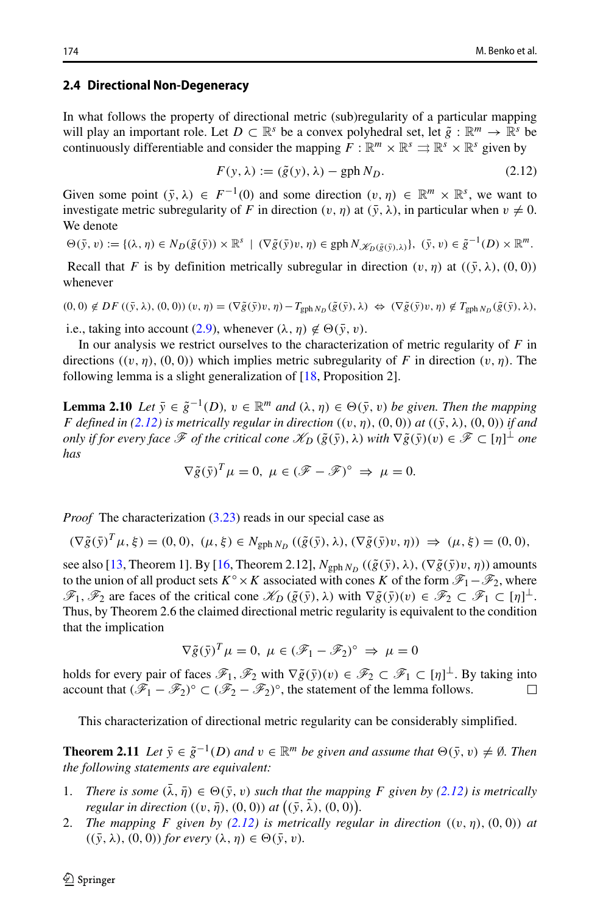### 2.4 Directional Non-Degeneracy

In what follows the property of directional metric (sub)regularity of a particular mapping will play an important role. Let $D \subset \mathbb{R}^s$ be a convex polyhedral set, let $\tilde{g} : \mathbb{R}^m \to \mathbb{R}^s$ be continuously differentiable and consider the mapping $F : \mathbb{R}^m \times \mathbb{R}^s \rightrightarrows \mathbb{R}^s \times \mathbb{R}^s$ given by

$$F(y, \lambda) := (\tilde{g}(y), \lambda) - \operatorname{gph} N_D. \tag{2.12}$$

Given some point $(\bar{y}, \lambda) \in F^{-1}(0)$ and some direction $(v, \eta) \in \mathbb{R}^m \times \mathbb{R}^s$, we want to investigate metric subregularity of $F$ in direction $(v, \eta)$ at $(\bar{y}, \lambda)$, in particular when $v \neq 0$. We denote

$$\Theta(\bar{y}, v) := \{(\lambda, \eta) \in N_D(\tilde{g}(\bar{y})) \times \mathbb{R}^s \mid (\nabla \tilde{g}(\bar{y}) v, \eta) \in \operatorname{gph} N_{\mathcal{K}_D(\tilde{g}(\bar{y}), \lambda)}\}, \ (\bar{y}, v) \in \tilde{g}^{-1}(D) \times \mathbb{R}^m.$$

Recall that $F$ is by definition metrically subregular in direction $(v, \eta)$ at $((\bar{y}, \lambda), (0, 0))$ whenever

$$(0, 0) \notin DF((\bar{y}, \lambda), (0, 0))(v, \eta) = (\nabla \tilde{g}(\bar{y}) v, \eta) - T_{\operatorname{gph} N_D}(\tilde{g}(\bar{y}), \lambda) \Leftrightarrow (\nabla \tilde{g}(\bar{y}) v, \eta) \notin T_{\operatorname{gph} N_D}(\tilde{g}(\bar{y}), \lambda),$$

i.e., taking into account (2.9), whenever $(\lambda, \eta) \notin \Theta(\bar{y}, v)$.

In our analysis we restrict ourselves to the characterization of metric regularity of $F$ in directions $((v, \eta), (0, 0))$ which implies metric subregularity of $F$ in direction $(v, \eta)$. The following lemma is a slight generalization of [18, Proposition 2].

**Lemma 2.10** *Let $\bar{y} \in \tilde{g}^{-1}(D)$, $v \in \mathbb{R}^m$ and $(\lambda, \eta) \in \Theta(\bar{y}, v)$ be given. Then the mapping $F$ defined in (2.12) is metrically regular in direction $((v, \eta), (0, 0))$ at $((\bar{y}, \lambda), (0, 0))$ if and only if for every face $\mathscr{F}$ of the critical cone $\mathcal{K}_D(\tilde{g}(\bar{y}), \lambda)$ with $\nabla \tilde{g}(\bar{y})(v) \in \mathscr{F} \subset [\eta]^\perp$ one has*

$$\nabla \tilde{g}(\bar{y})^T \mu = 0, \ \mu \in (\mathscr{F} - \mathscr{F})^\circ \ \Rightarrow \ \mu = 0.$$

*Proof* The characterization (3.23) reads in our special case as

$$(\nabla \tilde{g}(\bar{y})^T \mu, \xi) = (0, 0), \ (\mu, \xi) \in N_{\operatorname{gph} N_D}((\tilde{g}(\bar{y}), \lambda), (\nabla \tilde{g}(\bar{y}) v, \eta)) \ \Rightarrow \ (\mu, \xi) = (0, 0),$$

see also [13, Theorem 1]. By [16, Theorem 2.12], $N_{\operatorname{gph} N_D}((\tilde{g}(\bar{y}), \lambda), (\nabla \tilde{g}(\bar{y}) v, \eta))$ amounts to the union of all product sets $K^\circ \times K$ associated with cones $K$ of the form $\mathscr{F}_1 - \mathscr{F}_2$, where $\mathscr{F}_1, \mathscr{F}_2$ are faces of the critical cone $\mathcal{K}_D(\tilde{g}(\bar{y}), \lambda)$ with $\nabla \tilde{g}(\bar{y})(v) \in \mathscr{F}_2 \subset \mathscr{F}_1 \subset [\eta]^\perp$. Thus, by Theorem 2.6 the claimed directional metric regularity is equivalent to the condition that the implication

$$\nabla \tilde{g}(\bar{y})^T \mu = 0, \ \mu \in (\mathscr{F}_1 - \mathscr{F}_2)^\circ \ \Rightarrow \ \mu = 0$$

holds for every pair of faces $\mathscr{F}_1, \mathscr{F}_2$ with $\nabla \tilde{g}(\bar{y})(v) \in \mathscr{F}_2 \subset \mathscr{F}_1 \subset [\eta]^\perp$. By taking into account that $(\mathscr{F}_1 - \mathscr{F}_2)^\circ \subset (\mathscr{F}_2 - \mathscr{F}_2)^\circ$, the statement of the lemma follows. $\square$

This characterization of directional metric regularity can be considerably simplified.

**Theorem 2.11** *Let $\bar{y} \in \tilde{g}^{-1}(D)$ and $v \in \mathbb{R}^m$ be given and assume that $\Theta(\bar{y}, v) \neq \emptyset$. Then the following statements are equivalent:*

1. *There is some $(\bar{\lambda}, \bar{\eta}) \in \Theta(\bar{y}, v)$ such that the mapping $F$ given by (2.12) is metrically regular in direction $((v, \bar{\eta}), (0, 0))$ at $((\bar{y}, \bar{\lambda}), (0, 0))$.*
2. *The mapping $F$ given by (2.12) is metrically regular in direction $((v, \eta), (0, 0))$ at $((\bar{y}, \lambda), (0, 0))$ for every $(\lambda, \eta) \in \Theta(\bar{y}, v)$.*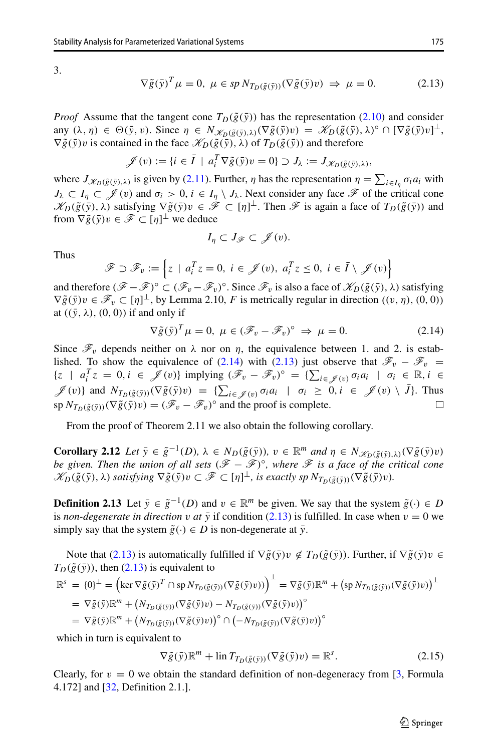3.

$$\nabla\tilde{g}(\bar{y})^T\mu = 0,\ \mu \in sp\, N_{T_D(\tilde{g}(\bar{y}))}(\nabla\tilde{g}(\bar{y})v) \ \Rightarrow\ \mu = 0. \tag{2.13}$$

*Proof* Assume that the tangent cone $T_D(\tilde{g}(\bar{y}))$ has the representation (2.10) and consider any $(\lambda, \eta) \in \Theta(\bar{y}, v)$. Since $\eta \in N_{\mathscr{K}_D(\tilde{g}(\bar{y}),\lambda)}(\nabla\tilde{g}(\bar{y})v) = \mathscr{K}_D(\tilde{g}(\bar{y}), \lambda)^\circ \cap [\nabla\tilde{g}(\bar{y})v]^\perp$, $\nabla\tilde{g}(\bar{y})v$ is contained in the face $\mathscr{K}_D(\tilde{g}(\bar{y}), \lambda)$ of $T_D(\tilde{g}(\bar{y}))$ and therefore

$$\mathscr{J}(v) := \{i \in \bar{I} \mid a_i^T\nabla\tilde{g}(\bar{y})v = 0\} \supset J_\lambda := J_{\mathscr{K}_D(\tilde{g}(\bar{y}),\lambda)},$$

where $J_{\mathscr{K}_D(\tilde{g}(\bar{y}),\lambda)}$ is given by (2.11). Further, $\eta$ has the representation $\eta = \sum_{i\in I_\eta}\sigma_i a_i$ with $J_\lambda \subset I_\eta \subset \mathscr{J}(v)$ and $\sigma_i > 0$, $i \in I_\eta \setminus J_\lambda$. Next consider any face $\mathscr{F}$ of the critical cone $\mathscr{K}_D(\tilde{g}(\bar{y}), \lambda)$ satisfying $\nabla\tilde{g}(\bar{y})v \in \mathscr{F} \subset [\eta]^\perp$. Then $\mathscr{F}$ is again a face of $T_D(\tilde{g}(\bar{y}))$ and from $\nabla\tilde{g}(\bar{y})v \in \mathscr{F} \subset [\eta]^\perp$ we deduce

$$I_\eta \subset J_{\mathscr{F}} \subset \mathscr{J}(v).$$

Thus

$$\mathscr{F} \supset \mathscr{F}_v := \left\{z \mid a_i^T z = 0,\ i \in \mathscr{J}(v),\ a_i^T z \le 0,\ i \in \bar{I} \setminus \mathscr{J}(v)\right\}$$

and therefore $(\mathscr{F} - \mathscr{F})^\circ \subset (\mathscr{F}_v - \mathscr{F}_v)^\circ$. Since $\mathscr{F}_v$ is also a face of $\mathscr{K}_D(\tilde{g}(\bar{y}), \lambda)$ satisfying $\nabla\tilde{g}(\bar{y})v \in \mathscr{F}_v \subset [\eta]^\perp$, by Lemma 2.10, $F$ is metrically regular in direction $((v, \eta), (0, 0))$ at $((\bar{y}, \lambda), (0, 0))$ if and only if

$$\nabla\tilde{g}(\bar{y})^T\mu = 0,\ \mu \in (\mathscr{F}_v - \mathscr{F}_v)^\circ \ \Rightarrow\ \mu = 0. \tag{2.14}$$

Since $\mathscr{F}_v$ depends neither on $\lambda$ nor on $\eta$, the equivalence between 1. and 2. is established. To show the equivalence of (2.14) with (2.13) just observe that $\mathscr{F}_v - \mathscr{F}_v = \{z \mid a_i^T z = 0, i \in \mathscr{J}(v)\}$ implying $(\mathscr{F}_v - \mathscr{F}_v)^\circ = \{\sum_{i\in\mathscr{J}(v)}\sigma_i a_i \mid \sigma_i \in \mathbb{R}, i \in \mathscr{J}(v)\}$ and $N_{T_D(\tilde{g}(\bar{y}))}(\nabla\tilde{g}(\bar{y})v) = \{\sum_{i\in\mathscr{J}(v)}\sigma_i a_i \mid \sigma_i \ge 0, i \in \mathscr{J}(v) \setminus \bar{J}\}$. Thus $sp\, N_{T_D(\tilde{g}(\bar{y}))}(\nabla\tilde{g}(\bar{y})v) = (\mathscr{F}_v - \mathscr{F}_v)^\circ$ and the proof is complete. □

From the proof of Theorem 2.11 we also obtain the following corollary.

**Corollary 2.12** *Let $\bar{y} \in \tilde{g}^{-1}(D)$, $\lambda \in N_D(\tilde{g}(\bar{y}))$, $v \in \mathbb{R}^m$ and $\eta \in N_{\mathscr{K}_D(\tilde{g}(\bar{y}),\lambda)}(\nabla\tilde{g}(\bar{y})v)$ be given. Then the union of all sets $(\mathscr{F} - \mathscr{F})^\circ$, where $\mathscr{F}$ is a face of the critical cone $\mathscr{K}_D(\tilde{g}(\bar{y}), \lambda)$ satisfying $\nabla\tilde{g}(\bar{y})v \subset \mathscr{F} \subset [\eta]^\perp$, is exactly $sp\, N_{T_D(\tilde{g}(\bar{y}))}(\nabla\tilde{g}(\bar{y})v)$.*

**Definition 2.13** Let $\bar{y} \in \tilde{g}^{-1}(D)$ and $v \in \mathbb{R}^m$ be given. We say that the system $\tilde{g}(\cdot) \in D$ is *non-degenerate in direction* $v$ *at* $\bar{y}$ if condition (2.13) is fulfilled. In case when $v = 0$ we simply say that the system $\tilde{g}(\cdot) \in D$ is non-degenerate at $\bar{y}$.

Note that (2.13) is automatically fulfilled if $\nabla\tilde{g}(\bar{y})v \notin T_D(\tilde{g}(\bar{y}))$. Further, if $\nabla\tilde{g}(\bar{y})v \in T_D(\tilde{g}(\bar{y}))$, then (2.13) is equivalent to

$$\begin{aligned}
\mathbb{R}^s &= \{0\}^\perp = \left(\ker\nabla\tilde{g}(\bar{y})^T \cap sp\, N_{T_D(\tilde{g}(\bar{y}))}(\nabla\tilde{g}(\bar{y})v)\right)^\perp = \nabla\tilde{g}(\bar{y})\mathbb{R}^m + \left(sp\, N_{T_D(\tilde{g}(\bar{y}))}(\nabla\tilde{g}(\bar{y})v)\right)^\perp \\
&= \nabla\tilde{g}(\bar{y})\mathbb{R}^m + \left(N_{T_D(\tilde{g}(\bar{y}))}(\nabla\tilde{g}(\bar{y})v) - N_{T_D(\tilde{g}(\bar{y}))}(\nabla\tilde{g}(\bar{y})v)\right)^\circ \\
&= \nabla\tilde{g}(\bar{y})\mathbb{R}^m + \left(N_{T_D(\tilde{g}(\bar{y}))}(\nabla\tilde{g}(\bar{y})v)\right)^\circ \cap \left(-N_{T_D(\tilde{g}(\bar{y}))}(\nabla\tilde{g}(\bar{y})v)\right)^\circ
\end{aligned}$$

which in turn is equivalent to

$$\nabla\tilde{g}(\bar{y})\mathbb{R}^m + \text{lin}\, T_{T_D(\tilde{g}(\bar{y}))}(\nabla\tilde{g}(\bar{y})v) = \mathbb{R}^s. \tag{2.15}$$

Clearly, for $v = 0$ we obtain the standard definition of non-degeneracy from [3, Formula 4.172] and [32, Definition 2.1.].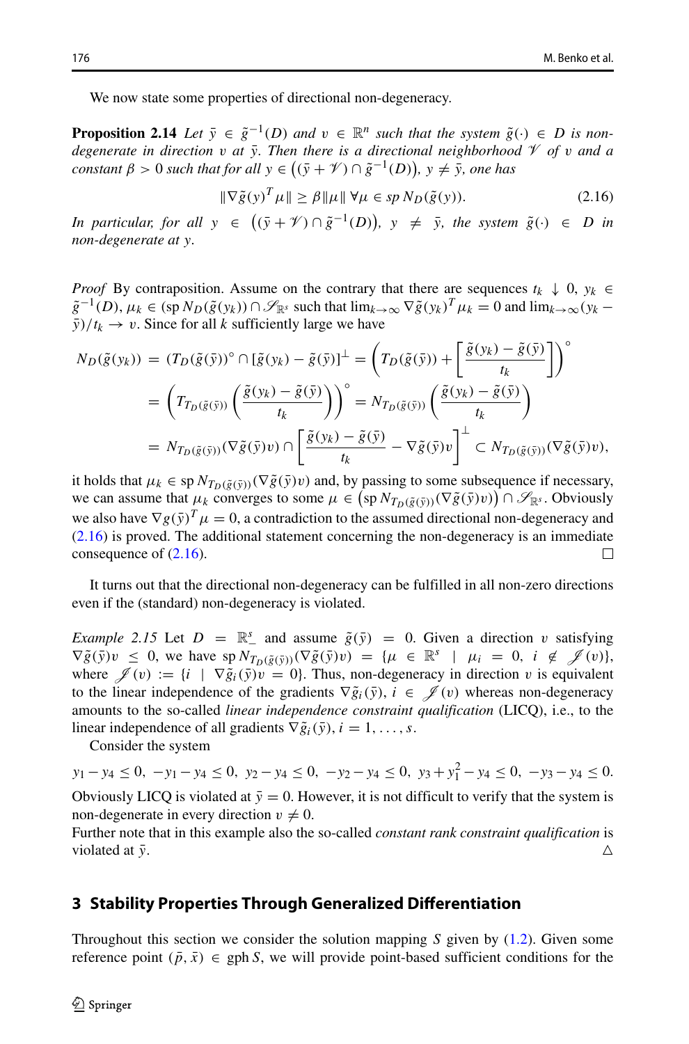We now state some properties of directional non-degeneracy.

**Proposition 2.14** *Let $\bar{y} \in \tilde{g}^{-1}(D)$ and $v \in \mathbb{R}^n$ such that the system $\tilde{g}(\cdot) \in D$ is non-degenerate in direction $v$ at $\bar{y}$. Then there is a directional neighborhood $\mathcal{V}$ of $v$ and a constant $\beta > 0$ such that for all $y \in \big((\bar{y} + \mathcal{V}) \cap \tilde{g}^{-1}(D)\big)$, $y \neq \bar{y}$, one has*

$$\|\nabla \tilde{g}(y)^T \mu\| \geq \beta \|\mu\| \;\forall \mu \in \text{sp}\, N_D(\tilde{g}(y)). \tag{2.16}$$

*In particular, for all $y \in \big((\bar{y} + \mathcal{V}) \cap \tilde{g}^{-1}(D)\big)$, $y \neq \bar{y}$, the system $\tilde{g}(\cdot) \in D$ in non-degenerate at $y$.*

*Proof* By contraposition. Assume on the contrary that there are sequences $t_k \downarrow 0$, $y_k \in \tilde{g}^{-1}(D)$, $\mu_k \in (\text{sp}\, N_D(\tilde{g}(y_k)) \cap \mathcal{S}_{\mathbb{R}^s}$ such that $\lim_{k\to\infty} \nabla \tilde{g}(y_k)^T \mu_k = 0$ and $\lim_{k\to\infty}(y_k - \bar{y})/t_k \to v$. Since for all $k$ sufficiently large we have

$$\begin{aligned}
N_D(\tilde{g}(y_k)) &= (T_D(\tilde{g}(\bar{y}))^\circ \cap [\tilde{g}(y_k) - \tilde{g}(\bar{y})]^\perp = \left(T_D(\tilde{g}(\bar{y})) + \left[\frac{\tilde{g}(y_k) - \tilde{g}(\bar{y})}{t_k}\right]\right)^\circ \\
&= \left(T_{T_D(\tilde{g}(\bar{y}))}\left(\frac{\tilde{g}(y_k) - \tilde{g}(\bar{y})}{t_k}\right)\right)^\circ = N_{T_D(\tilde{g}(\bar{y}))}\left(\frac{\tilde{g}(y_k) - \tilde{g}(\bar{y})}{t_k}\right) \\
&= N_{T_D(\tilde{g}(\bar{y}))}(\nabla \tilde{g}(\bar{y})v) \cap \left[\frac{\tilde{g}(y_k) - \tilde{g}(\bar{y})}{t_k} - \nabla \tilde{g}(\bar{y})v\right]^\perp \subset N_{T_D(\tilde{g}(\bar{y}))}(\nabla \tilde{g}(\bar{y})v),
\end{aligned}$$

it holds that $\mu_k \in \text{sp}\, N_{T_D(\tilde{g}(\bar{y}))}(\nabla \tilde{g}(\bar{y})v)$ and, by passing to some subsequence if necessary, we can assume that $\mu_k$ converges to some $\mu \in \big(\text{sp}\, N_{T_D(\tilde{g}(\bar{y}))}(\nabla \tilde{g}(\bar{y})v)\big) \cap \mathcal{S}_{\mathbb{R}^s}$. Obviously we also have $\nabla g(\bar{y})^T \mu = 0$, a contradiction to the assumed directional non-degeneracy and (2.16) is proved. The additional statement concerning the non-degeneracy is an immediate consequence of (2.16). □

It turns out that the directional non-degeneracy can be fulfilled in all non-zero directions even if the (standard) non-degeneracy is violated.

*Example 2.15* Let $D = \mathbb{R}^s_-$ and assume $\tilde{g}(\bar{y}) = 0$. Given a direction $v$ satisfying $\nabla \tilde{g}(\bar{y})v \leq 0$, we have $\text{sp}\, N_{T_D(\tilde{g}(\bar{y}))}(\nabla \tilde{g}(\bar{y})v) = \{\mu \in \mathbb{R}^s \mid \mu_i = 0,\ i \notin \mathcal{J}(v)\}$, where $\mathcal{J}(v) := \{i \mid \nabla \tilde{g}_i(\bar{y})v = 0\}$. Thus, non-degeneracy in direction $v$ is equivalent to the linear independence of the gradients $\nabla \tilde{g}_i(\bar{y})$, $i \in \mathcal{J}(v)$ whereas non-degeneracy amounts to the so-called *linear independence constraint qualification* (LICQ), i.e., to the linear independence of all gradients $\nabla \tilde{g}_i(\bar{y})$, $i = 1, \ldots, s$.

Consider the system

$$y_1 - y_4 \leq 0,\ -y_1 - y_4 \leq 0,\ y_2 - y_4 \leq 0,\ -y_2 - y_4 \leq 0,\ y_3 + y_1^2 - y_4 \leq 0,\ -y_3 - y_4 \leq 0.$$

Obviously LICQ is violated at $\bar{y} = 0$. However, it is not difficult to verify that the system is non-degenerate in every direction $v \neq 0$.

Further note that in this example also the so-called *constant rank constraint qualification* is violated at $\bar{y}$. △

## 3 Stability Properties Through Generalized Differentiation

Throughout this section we consider the solution mapping $S$ given by (1.2). Given some reference point $(\bar{p}, \bar{x}) \in \text{gph}\, S$, we will provide point-based sufficient conditions for the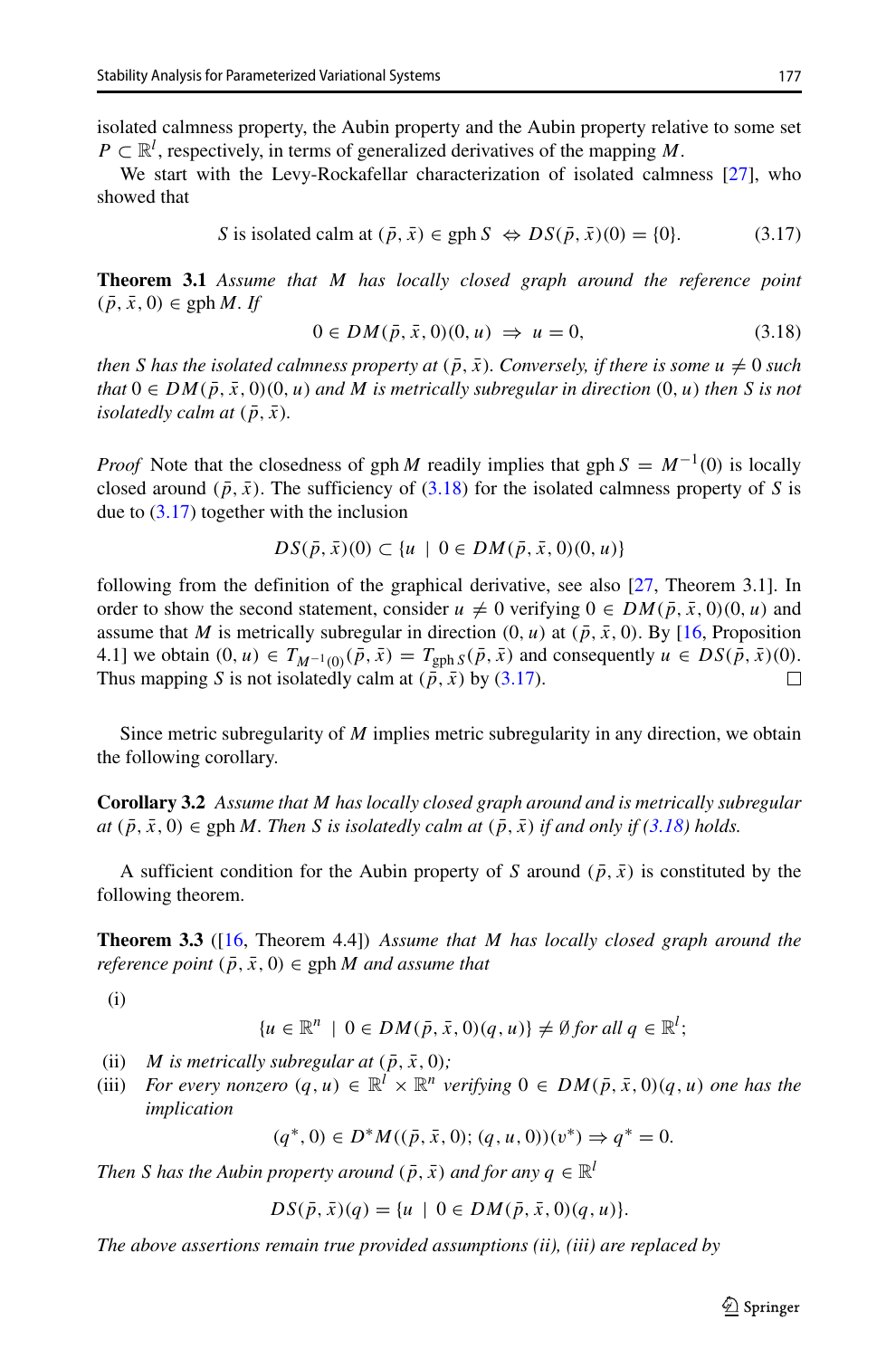isolated calmness property, the Aubin property and the Aubin property relative to some set $P \subset \mathbb{R}^l$, respectively, in terms of generalized derivatives of the mapping $M$.

We start with the Levy-Rockafellar characterization of isolated calmness [27], who showed that

$$S \text{ is isolated calm at } (\bar{p}, \bar{x}) \in \operatorname{gph} S \;\Leftrightarrow\; DS(\bar{p}, \bar{x})(0) = \{0\}. \tag{3.17}$$

**Theorem 3.1** *Assume that $M$ has locally closed graph around the reference point $(\bar{p}, \bar{x}, 0) \in \operatorname{gph} M$. If*

$$0 \in DM(\bar{p}, \bar{x}, 0)(0, u) \;\Rightarrow\; u = 0, \tag{3.18}$$

*then $S$ has the isolated calmness property at $(\bar{p}, \bar{x})$. Conversely, if there is some $u \neq 0$ such that $0 \in DM(\bar{p}, \bar{x}, 0)(0, u)$ and $M$ is metrically subregular in direction $(0, u)$ then $S$ is not isolatedly calm at $(\bar{p}, \bar{x})$.*

*Proof* Note that the closedness of $\operatorname{gph} M$ readily implies that $\operatorname{gph} S = M^{-1}(0)$ is locally closed around $(\bar{p}, \bar{x})$. The sufficiency of (3.18) for the isolated calmness property of $S$ is due to (3.17) together with the inclusion

$$DS(\bar{p}, \bar{x})(0) \subset \{u \mid 0 \in DM(\bar{p}, \bar{x}, 0)(0, u)\}$$

following from the definition of the graphical derivative, see also [27, Theorem 3.1]. In order to show the second statement, consider $u \neq 0$ verifying $0 \in DM(\bar{p}, \bar{x}, 0)(0, u)$ and assume that $M$ is metrically subregular in direction $(0, u)$ at $(\bar{p}, \bar{x}, 0)$. By [16, Proposition 4.1] we obtain $(0, u) \in T_{M^{-1}(0)}(\bar{p}, \bar{x}) = T_{\operatorname{gph} S}(\bar{p}, \bar{x})$ and consequently $u \in DS(\bar{p}, \bar{x})(0)$. Thus mapping $S$ is not isolatedly calm at $(\bar{p}, \bar{x})$ by (3.17). □

Since metric subregularity of $M$ implies metric subregularity in any direction, we obtain the following corollary.

**Corollary 3.2** *Assume that $M$ has locally closed graph around and is metrically subregular at $(\bar{p}, \bar{x}, 0) \in \operatorname{gph} M$. Then $S$ is isolatedly calm at $(\bar{p}, \bar{x})$ if and only if (3.18) holds.*

A sufficient condition for the Aubin property of $S$ around $(\bar{p}, \bar{x})$ is constituted by the following theorem.

**Theorem 3.3** ([16, Theorem 4.4]) *Assume that $M$ has locally closed graph around the reference point $(\bar{p}, \bar{x}, 0) \in \operatorname{gph} M$ and assume that*

(i)
$$\{u \in \mathbb{R}^n \mid 0 \in DM(\bar{p}, \bar{x}, 0)(q, u)\} \neq \emptyset \text{ for all } q \in \mathbb{R}^l;$$

(ii) *$M$ is metrically subregular at $(\bar{p}, \bar{x}, 0)$;*

(iii) *For every nonzero $(q, u) \in \mathbb{R}^l \times \mathbb{R}^n$ verifying $0 \in DM(\bar{p}, \bar{x}, 0)(q, u)$ one has the implication*
$$(q^*, 0) \in D^*M((\bar{p}, \bar{x}, 0); (q, u, 0))(v^*) \Rightarrow q^* = 0.$$

*Then $S$ has the Aubin property around $(\bar{p}, \bar{x})$ and for any $q \in \mathbb{R}^l$*

$$DS(\bar{p}, \bar{x})(q) = \{u \mid 0 \in DM(\bar{p}, \bar{x}, 0)(q, u)\}.$$

*The above assertions remain true provided assumptions (ii), (iii) are replaced by*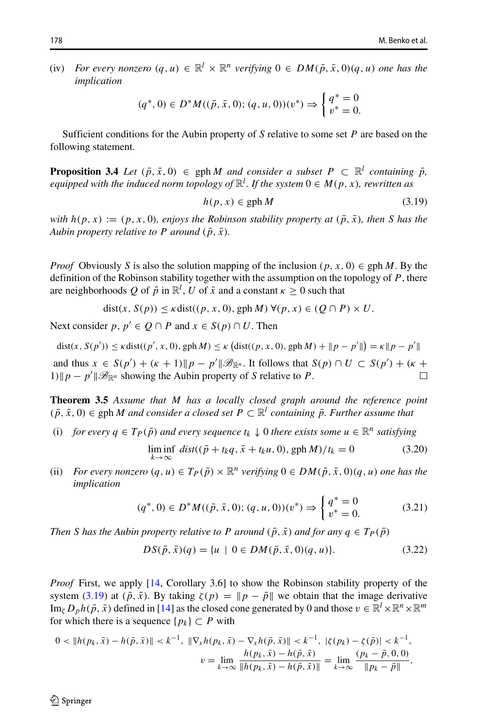(iv) *For every nonzero* $(q, u) \in \mathbb{R}^l \times \mathbb{R}^n$ *verifying* $0 \in DM(\bar{p}, \bar{x}, 0)(q, u)$ *one has the implication*

$$(q^*, 0) \in D^*M((\bar{p}, \bar{x}, 0); (q, u, 0))(v^*) \Rightarrow \begin{cases} q^* = 0 \\ v^* = 0. \end{cases}$$

Sufficient conditions for the Aubin property of $S$ relative to some set $P$ are based on the following statement.

**Proposition 3.4** *Let* $(\bar{p}, \bar{x}, 0) \in \operatorname{gph} M$ *and consider a subset* $P \subset \mathbb{R}^l$ *containing* $\bar{p}$, *equipped with the induced norm topology of* $\mathbb{R}^l$. *If the system* $0 \in M(p, x)$, *rewritten as*

$$h(p, x) \in \operatorname{gph} M \tag{3.19}$$

*with* $h(p, x) := (p, x, 0)$, *enjoys the Robinson stability property at* $(\bar{p}, \bar{x})$, *then* $S$ *has the Aubin property relative to* $P$ *around* $(\bar{p}, \bar{x})$.

*Proof* Obviously $S$ is also the solution mapping of the inclusion $(p, x, 0) \in \operatorname{gph} M$. By the definition of the Robinson stability together with the assumption on the topology of $P$, there are neighborhoods $Q$ of $\bar{p}$ in $\mathbb{R}^l$, $U$ of $\bar{x}$ and a constant $\kappa \geq 0$ such that

$$\operatorname{dist}(x, S(p)) \leq \kappa \operatorname{dist}((p, x, 0), \operatorname{gph} M) \ \forall (p, x) \in (Q \cap P) \times U.$$

Next consider $p, p' \in Q \cap P$ and $x \in S(p) \cap U$. Then

$$\operatorname{dist}(x, S(p')) \leq \kappa \operatorname{dist}((p', x, 0), \operatorname{gph} M) \leq \kappa \left(\operatorname{dist}((p, x, 0), \operatorname{gph} M) + \|p - p'\|\right) = \kappa \|p - p'\|$$

and thus $x \in S(p') + (\kappa + 1)\|p - p'\|\mathscr{B}_{\mathbb{R}^n}$. It follows that $S(p) \cap U \subset S(p') + (\kappa + 1)\|p - p'\|\mathscr{B}_{\mathbb{R}^n}$ showing the Aubin property of $S$ relative to $P$. $\square$

**Theorem 3.5** *Assume that* $M$ *has a locally closed graph around the reference point* $(\bar{p}, \bar{x}, 0) \in \operatorname{gph} M$ *and consider a closed set* $P \subset \mathbb{R}^l$ *containing* $\bar{p}$. *Further assume that*

(i) *for every* $q \in T_P(\bar{p})$ *and every sequence* $t_k \downarrow 0$ *there exists some* $u \in \mathbb{R}^n$ *satisfying*

$$\liminf_{k \to \infty} \operatorname{dist}((\bar{p} + t_k q, \bar{x} + t_k u, 0), \operatorname{gph} M)/t_k = 0 \tag{3.20}$$

(ii) *For every nonzero* $(q, u) \in T_P(\bar{p}) \times \mathbb{R}^n$ *verifying* $0 \in DM(\bar{p}, \bar{x}, 0)(q, u)$ *one has the implication*

$$(q^*, 0) \in D^*M((\bar{p}, \bar{x}, 0); (q, u, 0))(v^*) \Rightarrow \begin{cases} q^* = 0 \\ v^* = 0. \end{cases} \tag{3.21}$$

*Then* $S$ *has the Aubin property relative to* $P$ *around* $(\bar{p}, \bar{x})$ *and for any* $q \in T_P(\bar{p})$

$$DS(\bar{p}, \bar{x})(q) = \{u \mid 0 \in DM(\bar{p}, \bar{x}, 0)(q, u)\}. \tag{3.22}$$

*Proof* First, we apply [14, Corollary 3.6] to show the Robinson stability property of the system (3.19) at $(\bar{p}, \bar{x})$. By taking $\zeta(p) = \|p - \bar{p}\|$ we obtain that the image derivative $\operatorname{Im}_\zeta D_p h(\bar{p}, \bar{x})$ defined in [14] as the closed cone generated by 0 and those $v \in \mathbb{R}^l \times \mathbb{R}^n \times \mathbb{R}^m$ for which there is a sequence $\{p_k\} \subset P$ with

$$0 < \|h(p_k, \bar{x}) - h(\bar{p}, \bar{x})\| < k^{-1}, \ \|\nabla_x h(p_k, \bar{x}) - \nabla_x h(\bar{p}, \bar{x})\| < k^{-1}, \ |\zeta(p_k) - \zeta(\bar{p})| < k^{-1},$$

$$v = \lim_{k \to \infty} \frac{h(p_k, \bar{x}) - h(\bar{p}, \bar{x})}{\|h(p_k, \bar{x}) - h(\bar{p}, \bar{x})\|} = \lim_{k \to \infty} \frac{(p_k - \bar{p}, 0, 0)}{\|p_k - \bar{p}\|},$$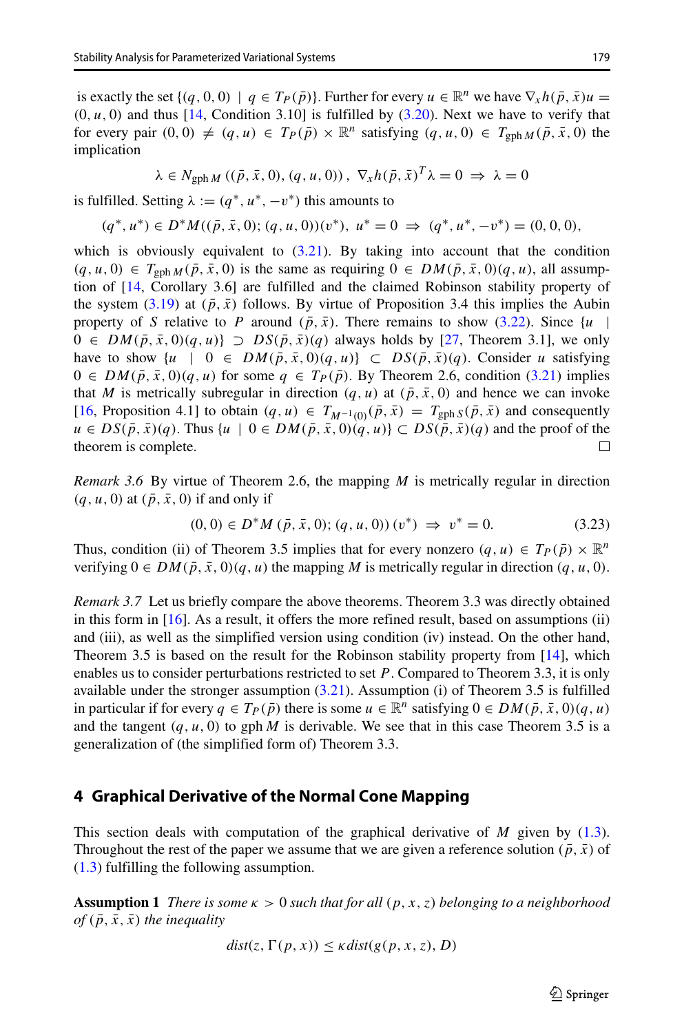is exactly the set $\{(q, 0, 0) \mid q \in T_P(\bar{p})\}$. Further for every $u \in \mathbb{R}^n$ we have $\nabla_x h(\bar{p}, \bar{x})u = (0, u, 0)$ and thus [14, Condition 3.10] is fulfilled by (3.20). Next we have to verify that for every pair $(0, 0) \neq (q, u) \in T_P(\bar{p}) \times \mathbb{R}^n$ satisfying $(q, u, 0) \in T_{\text{gph}\, M}(\bar{p}, \bar{x}, 0)$ the implication

$$\lambda \in N_{\text{gph}\, M}\left((\bar{p}, \bar{x}, 0), (q, u, 0)\right),\ \nabla_x h(\bar{p}, \bar{x})^T \lambda = 0 \Rightarrow \lambda = 0$$

is fulfilled. Setting $\lambda := (q^*, u^*, -v^*)$ this amounts to

$$(q^*, u^*) \in D^*M((\bar{p}, \bar{x}, 0); (q, u, 0))(v^*),\ u^* = 0 \Rightarrow (q^*, u^*, -v^*) = (0, 0, 0),$$

which is obviously equivalent to (3.21). By taking into account that the condition $(q, u, 0) \in T_{\text{gph}\, M}(\bar{p}, \bar{x}, 0)$ is the same as requiring $0 \in DM(\bar{p}, \bar{x}, 0)(q, u)$, all assumption of [14, Corollary 3.6] are fulfilled and the claimed Robinson stability property of the system (3.19) at $(\bar{p}, \bar{x})$ follows. By virtue of Proposition 3.4 this implies the Aubin property of $S$ relative to $P$ around $(\bar{p}, \bar{x})$. There remains to show (3.22). Since $\{u \mid 0 \in DM(\bar{p}, \bar{x}, 0)(q, u)\} \supset DS(\bar{p}, \bar{x})(q)$ always holds by [27, Theorem 3.1], we only have to show $\{u \mid 0 \in DM(\bar{p}, \bar{x}, 0)(q, u)\} \subset DS(\bar{p}, \bar{x})(q)$. Consider $u$ satisfying $0 \in DM(\bar{p}, \bar{x}, 0)(q, u)$ for some $q \in T_P(\bar{p})$. By Theorem 2.6, condition (3.21) implies that $M$ is metrically subregular in direction $(q, u)$ at $(\bar{p}, \bar{x}, 0)$ and hence we can invoke [16, Proposition 4.1] to obtain $(q, u) \in T_{M^{-1}(0)}(\bar{p}, \bar{x}) = T_{\text{gph}\, S}(\bar{p}, \bar{x})$ and consequently $u \in DS(\bar{p}, \bar{x})(q)$. Thus $\{u \mid 0 \in DM(\bar{p}, \bar{x}, 0)(q, u)\} \subset DS(\bar{p}, \bar{x})(q)$ and the proof of the theorem is complete. □

*Remark 3.6* By virtue of Theorem 2.6, the mapping $M$ is metrically regular in direction $(q, u, 0)$ at $(\bar{p}, \bar{x}, 0)$ if and only if

$$(0, 0) \in D^*M\left(\bar{p}, \bar{x}, 0); (q, u, 0)\right)(v^*) \Rightarrow v^* = 0. \tag{3.23}$$

Thus, condition (ii) of Theorem 3.5 implies that for every nonzero $(q, u) \in T_P(\bar{p}) \times \mathbb{R}^n$ verifying $0 \in DM(\bar{p}, \bar{x}, 0)(q, u)$ the mapping $M$ is metrically regular in direction $(q, u, 0)$.

*Remark 3.7* Let us briefly compare the above theorems. Theorem 3.3 was directly obtained in this form in [16]. As a result, it offers the more refined result, based on assumptions (ii) and (iii), as well as the simplified version using condition (iv) instead. On the other hand, Theorem 3.5 is based on the result for the Robinson stability property from [14], which enables us to consider perturbations restricted to set $P$. Compared to Theorem 3.3, it is only available under the stronger assumption (3.21). Assumption (i) of Theorem 3.5 is fulfilled in particular if for every $q \in T_P(\bar{p})$ there is some $u \in \mathbb{R}^n$ satisfying $0 \in DM(\bar{p}, \bar{x}, 0)(q, u)$ and the tangent $(q, u, 0)$ to gph $M$ is derivable. We see that in this case Theorem 3.5 is a generalization of (the simplified form of) Theorem 3.3.

## 4 Graphical Derivative of the Normal Cone Mapping

This section deals with computation of the graphical derivative of $M$ given by (1.3). Throughout the rest of the paper we assume that we are given a reference solution $(\bar{p}, \bar{x})$ of (1.3) fulfilling the following assumption.

**Assumption 1** *There is some $\kappa > 0$ such that for all $(p, x, z)$ belonging to a neighborhood of $(\bar{p}, \bar{x}, \bar{x})$ the inequality*

$$dist(z, \Gamma(p, x)) \leq \kappa\, dist(g(p, x, z), D)$$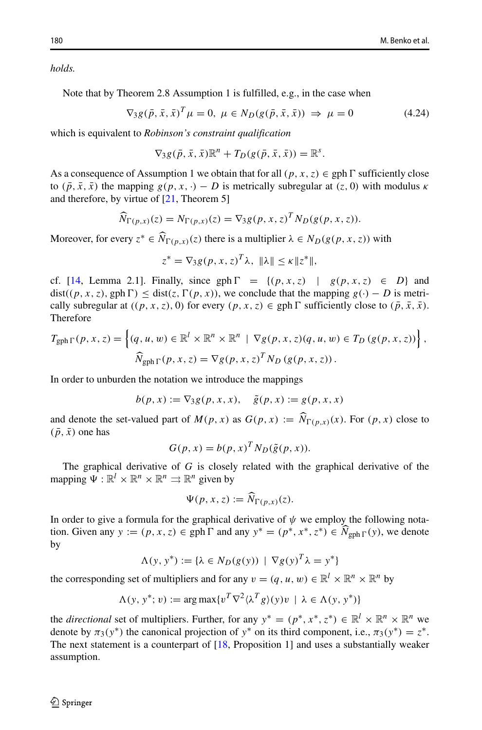*holds.*

Note that by Theorem 2.8 Assumption 1 is fulfilled, e.g., in the case when

$$\nabla_3 g(\bar{p}, \bar{x}, \bar{x})^T \mu = 0, \ \mu \in N_D(g(\bar{p}, \bar{x}, \bar{x})) \ \Rightarrow \ \mu = 0 \tag{4.24}$$

which is equivalent to *Robinson's constraint qualification*

$$\nabla_3 g(\bar{p}, \bar{x}, \bar{x})\mathbb{R}^n + T_D(g(\bar{p}, \bar{x}, \bar{x})) = \mathbb{R}^s.$$

As a consequence of Assumption 1 we obtain that for all $(p, x, z) \in \operatorname{gph} \Gamma$ sufficiently close to $(\bar{p}, \bar{x}, \bar{x})$ the mapping $g(p, x, \cdot) - D$ is metrically subregular at $(z, 0)$ with modulus $\kappa$ and therefore, by virtue of [21, Theorem 5]

$$\widehat{N}_{\Gamma(p,x)}(z) = N_{\Gamma(p,x)}(z) = \nabla_3 g(p, x, z)^T N_D(g(p, x, z)).$$

Moreover, for every $z^* \in \widehat{N}_{\Gamma(p,x)}(z)$ there is a multiplier $\lambda \in N_D(g(p, x, z))$ with

$$z^* = \nabla_3 g(p, x, z)^T \lambda, \ \|\lambda\| \leq \kappa \|z^*\|,$$

cf. [14, Lemma 2.1]. Finally, since $\operatorname{gph} \Gamma = \{(p, x, z) \mid g(p, x, z) \in D\}$ and $\operatorname{dist}((p, x, z), \operatorname{gph} \Gamma) \leq \operatorname{dist}(z, \Gamma(p, x))$, we conclude that the mapping $g(\cdot) - D$ is metrically subregular at $((p, x, z), 0)$ for every $(p, x, z) \in \operatorname{gph} \Gamma$ sufficiently close to $(\bar{p}, \bar{x}, \bar{x})$. Therefore

$$T_{\operatorname{gph} \Gamma}(p, x, z) = \left\{(q, u, w) \in \mathbb{R}^l \times \mathbb{R}^n \times \mathbb{R}^n \mid \nabla g(p, x, z)(q, u, w) \in T_D\left(g(p, x, z)\right)\right\},$$

$$\widehat{N}_{\operatorname{gph} \Gamma}(p, x, z) = \nabla g(p, x, z)^T N_D\left(g(p, x, z)\right).$$

In order to unburden the notation we introduce the mappings

$$b(p, x) := \nabla_3 g(p, x, x), \quad \tilde{g}(p, x) := g(p, x, x)$$

and denote the set-valued part of $M(p, x)$ as $G(p, x) := \widehat{N}_{\Gamma(p,x)}(x)$. For $(p, x)$ close to $(\bar{p}, \bar{x})$ one has

$$G(p, x) = b(p, x)^T N_D(\tilde{g}(p, x)).$$

The graphical derivative of $G$ is closely related with the graphical derivative of the mapping $\Psi : \mathbb{R}^l \times \mathbb{R}^n \times \mathbb{R}^n \rightrightarrows \mathbb{R}^n$ given by

$$\Psi(p, x, z) := \widehat{N}_{\Gamma(p,x)}(z).$$

In order to give a formula for the graphical derivative of $\psi$ we employ the following notation. Given any $y := (p, x, z) \in \operatorname{gph} \Gamma$ and any $y^* = (p^*, x^*, z^*) \in \widehat{N}_{\operatorname{gph} \Gamma}(y)$, we denote by

$$\Lambda(y, y^*) := \{\lambda \in N_D(g(y)) \mid \nabla g(y)^T \lambda = y^*\}$$

the corresponding set of multipliers and for any $v = (q, u, w) \in \mathbb{R}^l \times \mathbb{R}^n \times \mathbb{R}^n$ by

$$\Lambda(y, y^*; v) := \arg\max\{v^T \nabla^2 \langle \lambda^T g \rangle(y) v \mid \lambda \in \Lambda(y, y^*)\}$$

the *directional* set of multipliers. Further, for any $y^* = (p^*, x^*, z^*) \in \mathbb{R}^l \times \mathbb{R}^n \times \mathbb{R}^n$ we denote by $\pi_3(y^*)$ the canonical projection of $y^*$ on its third component, i.e., $\pi_3(y^*) = z^*$. The next statement is a counterpart of [18, Proposition 1] and uses a substantially weaker assumption.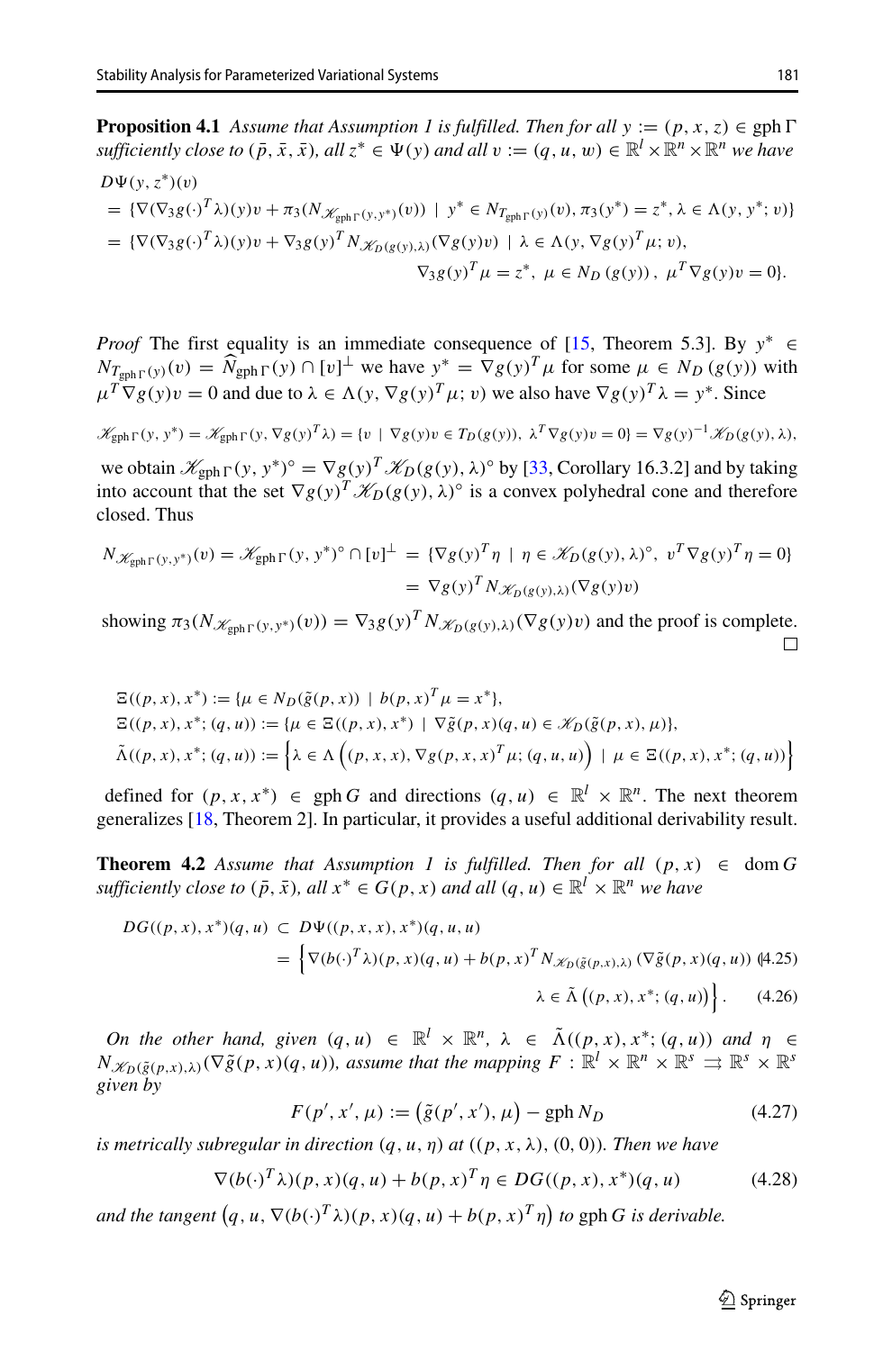**Proposition 4.1** *Assume that Assumption 1 is fulfilled. Then for all $y := (p, x, z) \in \operatorname{gph}\Gamma$ sufficiently close to $(\bar{p}, \bar{x}, \bar{x})$, all $z^* \in \Psi(y)$ and all $v := (q, u, w) \in \mathbb{R}^l \times \mathbb{R}^n \times \mathbb{R}^n$ we have*

$$
\begin{aligned}
&D\Psi(y, z^*)(v) \\
&= \{\nabla(\nabla_3 g(\cdot)^T \lambda)(y)v + \pi_3(N_{\mathscr{K}_{\operatorname{gph}\Gamma}(y,y^*)}(v)) \mid y^* \in N_{T_{\operatorname{gph}\Gamma}(y)}(v), \pi_3(y^*) = z^*, \lambda \in \Lambda(y, y^*; v)\} \\
&= \{\nabla(\nabla_3 g(\cdot)^T \lambda)(y)v + \nabla_3 g(y)^T N_{\mathscr{K}_D(g(y),\lambda)}(\nabla g(y)v) \mid \lambda \in \Lambda(y, \nabla g(y)^T \mu; v), \\
&\qquad \nabla_3 g(y)^T \mu = z^*,\ \mu \in N_D(g(y)),\ \mu^T \nabla g(y) v = 0\}.
\end{aligned}
$$

*Proof* The first equality is an immediate consequence of [15, Theorem 5.3]. By $y^* \in N_{T_{\operatorname{gph}\Gamma}(y)}(v) = \widehat{N}_{\operatorname{gph}\Gamma}(y) \cap [v]^\perp$ we have $y^* = \nabla g(y)^T \mu$ for some $\mu \in N_D(g(y))$ with $\mu^T \nabla g(y) v = 0$ and due to $\lambda \in \Lambda(y, \nabla g(y)^T \mu; v)$ we also have $\nabla g(y)^T \lambda = y^*$. Since

$$
\mathscr{K}_{\operatorname{gph}\Gamma}(y, y^*) = \mathscr{K}_{\operatorname{gph}\Gamma}(y, \nabla g(y)^T \lambda) = \{v \mid \nabla g(y)v \in T_D(g(y)),\ \lambda^T \nabla g(y) v = 0\} = \nabla g(y)^{-1} \mathscr{K}_D(g(y), \lambda),
$$

we obtain $\mathscr{K}_{\operatorname{gph}\Gamma}(y, y^*)^\circ = \nabla g(y)^T \mathscr{K}_D(g(y), \lambda)^\circ$ by [33, Corollary 16.3.2] and by taking into account that the set $\nabla g(y)^T \mathscr{K}_D(g(y), \lambda)^\circ$ is a convex polyhedral cone and therefore closed. Thus

$$
\begin{aligned}
N_{\mathscr{K}_{\operatorname{gph}\Gamma}(y,y^*)}(v) = \mathscr{K}_{\operatorname{gph}\Gamma}(y, y^*)^\circ \cap [v]^\perp &= \{\nabla g(y)^T \eta \mid \eta \in \mathscr{K}_D(g(y), \lambda)^\circ,\ v^T \nabla g(y)^T \eta = 0\} \\
&= \nabla g(y)^T N_{\mathscr{K}_D(g(y),\lambda)}(\nabla g(y) v)
\end{aligned}
$$

showing $\pi_3(N_{\mathscr{K}_{\operatorname{gph}\Gamma}(y,y^*)}(v)) = \nabla_3 g(y)^T N_{\mathscr{K}_D(g(y),\lambda)}(\nabla g(y) v)$ and the proof is complete. □

$$
\begin{aligned}
&\Xi((p, x), x^*) := \{\mu \in N_D(\tilde{g}(p, x)) \mid b(p, x)^T \mu = x^*\}, \\
&\Xi((p, x), x^*; (q, u)) := \{\mu \in \Xi((p, x), x^*) \mid \nabla \tilde{g}(p, x)(q, u) \in \mathscr{K}_D(\tilde{g}(p, x), \mu)\}, \\
&\tilde{\Lambda}((p, x), x^*; (q, u)) := \left\{\lambda \in \Lambda\left((p, x, x), \nabla g(p, x, x)^T \mu; (q, u, u)\right) \mid \mu \in \Xi((p, x), x^*; (q, u))\right\}
\end{aligned}
$$

defined for $(p, x, x^*) \in \operatorname{gph} G$ and directions $(q, u) \in \mathbb{R}^l \times \mathbb{R}^n$. The next theorem generalizes [18, Theorem 2]. In particular, it provides a useful additional derivability result.

**Theorem 4.2** *Assume that Assumption 1 is fulfilled. Then for all $(p, x) \in \operatorname{dom} G$ sufficiently close to $(\bar{p}, \bar{x})$, all $x^* \in G(p, x)$ and all $(q, u) \in \mathbb{R}^l \times \mathbb{R}^n$ we have*

$$
\begin{aligned}
DG((p, x), x^*)(q, u) &\subset D\Psi((p, x, x), x^*)(q, u, u) \\
&= \Big\{\nabla(b(\cdot)^T \lambda)(p, x)(q, u) + b(p, x)^T N_{\mathscr{K}_D(\tilde{g}(p,x),\lambda)}(\nabla \tilde{g}(p, x)(q, u)) \quad (4.25) \\
&\qquad \lambda \in \tilde{\Lambda}\left((p, x), x^*; (q, u)\right)\Big\}. \quad (4.26)
\end{aligned}
$$

*On the other hand, given $(q, u) \in \mathbb{R}^l \times \mathbb{R}^n$, $\lambda \in \tilde{\Lambda}((p, x), x^*; (q, u))$ and $\eta \in N_{\mathscr{K}_D(\tilde{g}(p,x),\lambda)}(\nabla \tilde{g}(p, x)(q, u))$, assume that the mapping $F : \mathbb{R}^l \times \mathbb{R}^n \times \mathbb{R}^s \rightrightarrows \mathbb{R}^s \times \mathbb{R}^s$ given by*

$$
F(p', x', \mu) := \left(\tilde{g}(p', x'), \mu\right) - \operatorname{gph} N_D \tag{4.27}
$$

*is metrically subregular in direction $(q, u, \eta)$ at $((p, x, \lambda), (0, 0))$. Then we have*

$$
\nabla(b(\cdot)^T \lambda)(p, x)(q, u) + b(p, x)^T \eta \in DG((p, x), x^*)(q, u) \tag{4.28}
$$

*and the tangent $\left(q, u, \nabla(b(\cdot)^T \lambda)(p, x)(q, u) + b(p, x)^T \eta\right)$ to $\operatorname{gph} G$ is derivable.*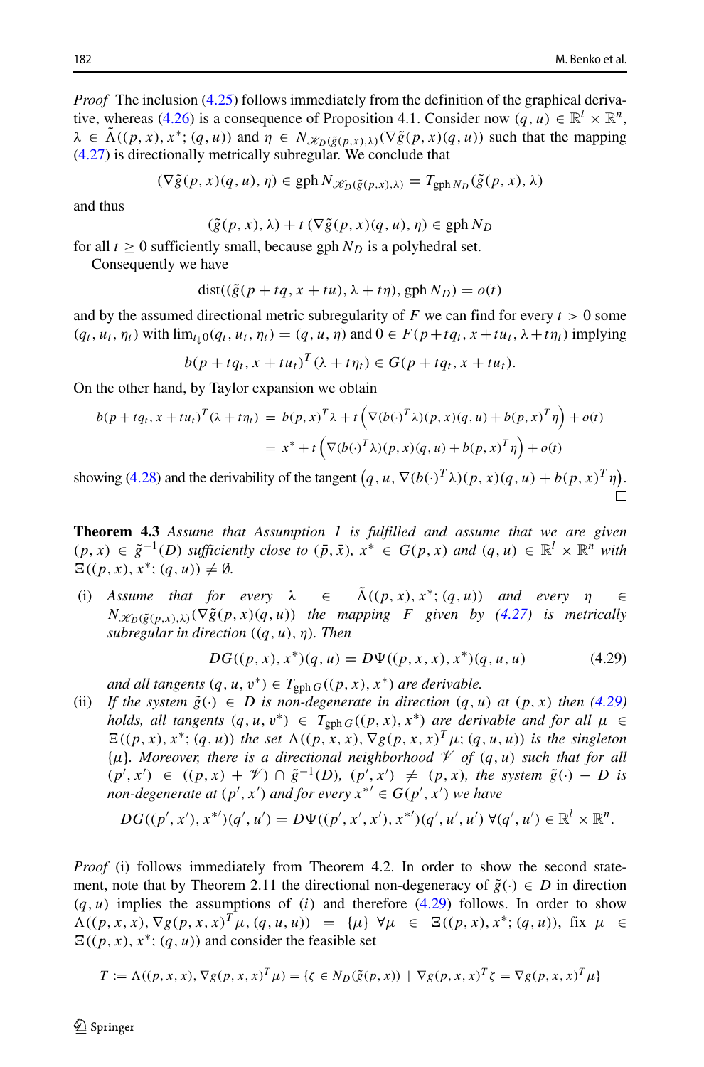*Proof* The inclusion (4.25) follows immediately from the definition of the graphical derivative, whereas (4.26) is a consequence of Proposition 4.1. Consider now $(q,u) \in \mathbb{R}^l \times \mathbb{R}^n$, $\lambda \in \tilde{\Lambda}((p,x),x^*;(q,u))$ and $\eta \in N_{\mathscr{K}_D(\tilde{g}(p,x),\lambda)}(\nabla \tilde{g}(p,x)(q,u))$ such that the mapping (4.27) is directionally metrically subregular. We conclude that

$$(\nabla \tilde{g}(p,x)(q,u),\eta) \in \operatorname{gph} N_{\mathscr{K}_D(\tilde{g}(p,x),\lambda)} = T_{\operatorname{gph} N_D}(\tilde{g}(p,x),\lambda)$$

and thus

$$(\tilde{g}(p,x),\lambda) + t\,(\nabla \tilde{g}(p,x)(q,u),\eta) \in \operatorname{gph} N_D$$

for all $t \geq 0$ sufficiently small, because $\operatorname{gph} N_D$ is a polyhedral set.

Consequently we have

$$\operatorname{dist}((\tilde{g}(p+tq,x+tu),\lambda+t\eta), \operatorname{gph} N_D) = o(t)$$

and by the assumed directional metric subregularity of $F$ we can find for every $t>0$ some $(q_t,u_t,\eta_t)$ with $\lim_{t\downarrow 0}(q_t,u_t,\eta_t) = (q,u,\eta)$ and $0 \in F(p+tq_t,x+tu_t,\lambda+t\eta_t)$ implying

$$b(p+tq_t,x+tu_t)^T(\lambda+t\eta_t) \in G(p+tq_t,x+tu_t).$$

On the other hand, by Taylor expansion we obtain

$$\begin{aligned} b(p+tq_t,x+tu_t)^T(\lambda+t\eta_t) &= b(p,x)^T\lambda + t\left(\nabla(b(\cdot)^T\lambda)(p,x)(q,u) + b(p,x)^T\eta\right) + o(t) \\ &= x^* + t\left(\nabla(b(\cdot)^T\lambda)(p,x)(q,u) + b(p,x)^T\eta\right) + o(t) \end{aligned}$$

showing (4.28) and the derivability of the tangent $\left(q,u,\nabla(b(\cdot)^T\lambda)(p,x)(q,u) + b(p,x)^T\eta\right)$. □

**Theorem 4.3** *Assume that Assumption 1 is fulfilled and assume that we are given $(p,x) \in \tilde{g}^{-1}(D)$ sufficiently close to $(\bar{p},\bar{x})$, $x^* \in G(p,x)$ and $(q,u) \in \mathbb{R}^l \times \mathbb{R}^n$ with $\Xi((p,x),x^*;(q,u)) \neq \emptyset$.*

- (i) *Assume that for every $\lambda \in \tilde{\Lambda}((p,x),x^*;(q,u))$ and every $\eta \in N_{\mathscr{K}_D(\tilde{g}(p,x),\lambda)}(\nabla \tilde{g}(p,x)(q,u))$ the mapping $F$ given by (4.27) is metrically subregular in direction $((q,u),\eta)$. Then*

$$DG((p,x),x^*)(q,u) = D\Psi((p,x,x),x^*)(q,u,u) \tag{4.29}$$

*and all tangents $(q,u,v^*) \in T_{\operatorname{gph} G}((p,x),x^*)$ are derivable.*

- (ii) *If the system $\tilde{g}(\cdot) \in D$ is non-degenerate in direction $(q,u)$ at $(p,x)$ then (4.29) holds, all tangents $(q,u,v^*) \in T_{\operatorname{gph} G}((p,x),x^*)$ are derivable and for all $\mu \in \Xi((p,x),x^*;(q,u))$ the set $\Lambda((p,x,x),\nabla g(p,x,x)^T\mu;(q,u,u))$ is the singleton $\{\mu\}$. Moreover, there is a directional neighborhood $\mathscr{V}$ of $(q,u)$ such that for all $(p',x') \in ((p,x)+\mathscr{V}) \cap \tilde{g}^{-1}(D)$, $(p',x') \neq (p,x)$, the system $\tilde{g}(\cdot) - D$ is non-degenerate at $(p',x')$ and for every $x^{*\prime} \in G(p',x')$ we have*

$$DG((p',x'),x^{*\prime})(q',u') = D\Psi((p',x',x'),x^{*\prime})(q',u',u')\ \forall (q',u') \in \mathbb{R}^l \times \mathbb{R}^n.$$

*Proof* (i) follows immediately from Theorem 4.2. In order to show the second statement, note that by Theorem 2.11 the directional non-degeneracy of $\tilde{g}(\cdot) \in D$ in direction $(q,u)$ implies the assumptions of $(i)$ and therefore (4.29) follows. In order to show $\Lambda((p,x,x),\nabla g(p,x,x)^T\mu,(q,u,u)) = \{\mu\}\ \forall \mu \in \Xi((p,x),x^*;(q,u))$, fix $\mu \in \Xi((p,x),x^*;(q,u))$ and consider the feasible set

$$T := \Lambda((p,x,x),\nabla g(p,x,x)^T\mu) = \{\zeta \in N_D(\tilde{g}(p,x)) \mid \nabla g(p,x,x)^T\zeta = \nabla g(p,x,x)^T\mu\}$$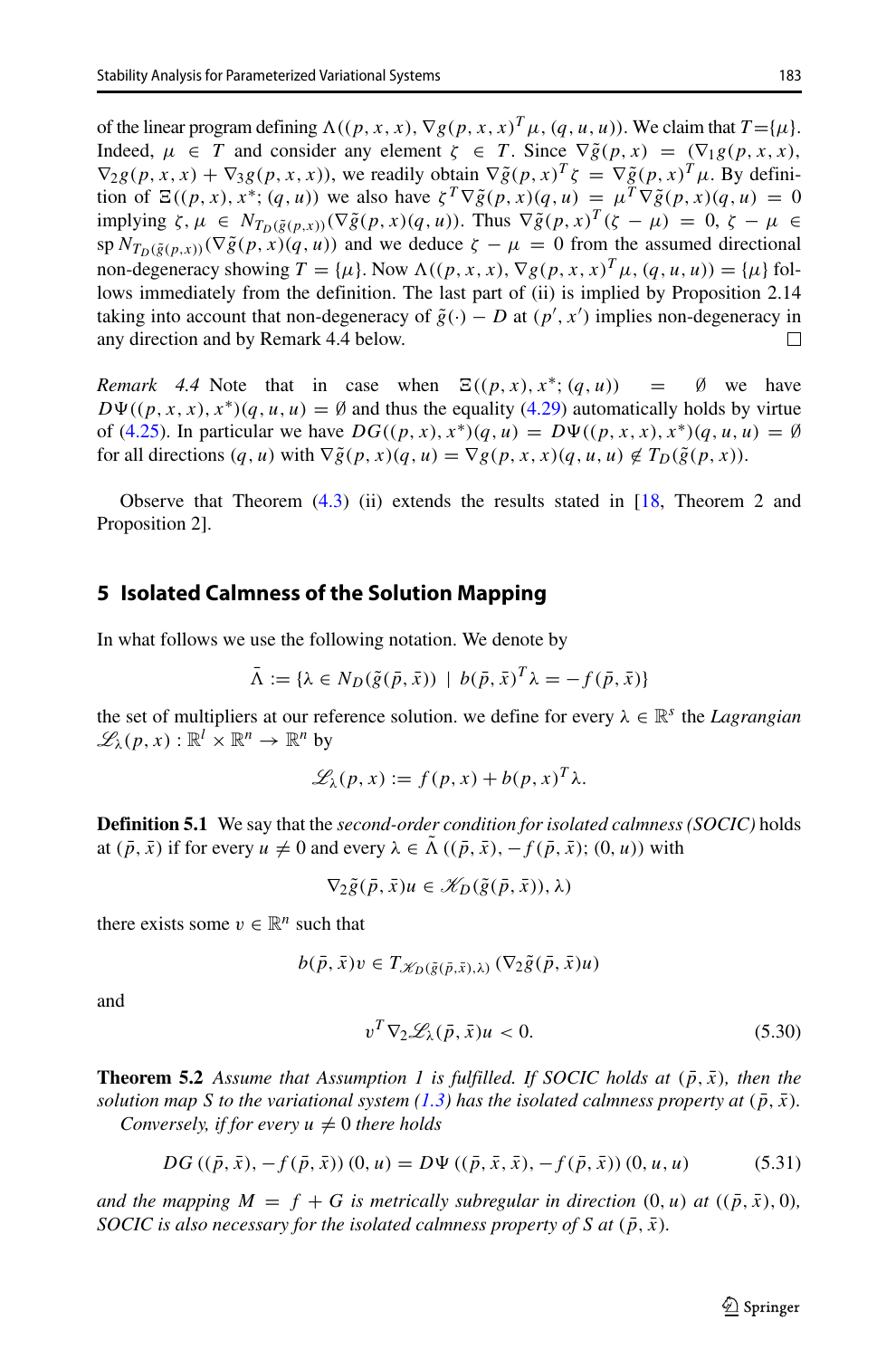of the linear program defining $\Lambda((p,x,x), \nabla g(p,x,x)^T\mu, (q,u,u))$. We claim that $T=\{\mu\}$. Indeed, $\mu \in T$ and consider any element $\zeta \in T$. Since $\nabla\tilde{g}(p,x) = (\nabla_1 g(p,x,x), \nabla_2 g(p,x,x) + \nabla_3 g(p,x,x))$, we readily obtain $\nabla\tilde{g}(p,x)^T\zeta = \nabla\tilde{g}(p,x)^T\mu$. By definition of $\Xi((p,x),x^*;(q,u))$ we also have $\zeta^T\nabla\tilde{g}(p,x)(q,u) = \mu^T\nabla\tilde{g}(p,x)(q,u) = 0$ implying $\zeta, \mu \in N_{T_D(\tilde{g}(p,x))}(\nabla\tilde{g}(p,x)(q,u))$. Thus $\nabla\tilde{g}(p,x)^T(\zeta-\mu) = 0$, $\zeta - \mu \in \operatorname{sp} N_{T_D(\tilde{g}(p,x))}(\nabla\tilde{g}(p,x)(q,u))$ and we deduce $\zeta - \mu = 0$ from the assumed directional non-degeneracy showing $T = \{\mu\}$. Now $\Lambda((p,x,x), \nabla g(p,x,x)^T\mu, (q,u,u)) = \{\mu\}$ follows immediately from the definition. The last part of (ii) is implied by Proposition 2.14 taking into account that non-degeneracy of $\tilde{g}(\cdot) - D$ at $(p',x')$ implies non-degeneracy in any direction and by Remark 4.4 below. □

*Remark 4.4* Note that in case when $\Xi((p,x),x^*;(q,u)) = \emptyset$ we have $D\Psi((p,x,x),x^*)(q,u,u) = \emptyset$ and thus the equality (4.29) automatically holds by virtue of (4.25). In particular we have $DG((p,x),x^*)(q,u) = D\Psi((p,x,x),x^*)(q,u,u) = \emptyset$ for all directions $(q,u)$ with $\nabla\tilde{g}(p,x)(q,u) = \nabla g(p,x,x)(q,u,u) \notin T_D(\tilde{g}(p,x))$.

Observe that Theorem (4.3) (ii) extends the results stated in [18, Theorem 2 and Proposition 2].

## 5 Isolated Calmness of the Solution Mapping

In what follows we use the following notation. We denote by

$$\bar{\Lambda} := \{\lambda \in N_D(\tilde{g}(\bar{p},\bar{x})) \mid b(\bar{p},\bar{x})^T\lambda = -f(\bar{p},\bar{x})\}$$

the set of multipliers at our reference solution. we define for every $\lambda \in \mathbb{R}^s$ the *Lagrangian* $\mathscr{L}_\lambda(p,x) : \mathbb{R}^l \times \mathbb{R}^n \to \mathbb{R}^n$ by

$$\mathscr{L}_\lambda(p,x) := f(p,x) + b(p,x)^T\lambda.$$

**Definition 5.1** We say that the *second-order condition for isolated calmness (SOCIC)* holds at $(\bar{p},\bar{x})$ if for every $u \neq 0$ and every $\lambda \in \bar{\Lambda}\,((\bar{p},\bar{x}), -f(\bar{p},\bar{x}); (0,u))$ with

$$\nabla_2\tilde{g}(\bar{p},\bar{x})u \in \mathscr{K}_D(\tilde{g}(\bar{p},\bar{x})), \lambda)$$

there exists some $v \in \mathbb{R}^n$ such that

$$b(\bar{p},\bar{x})v \in T_{\mathscr{K}_D(\tilde{g}(\bar{p},\bar{x}),\lambda)}\,(\nabla_2\tilde{g}(\bar{p},\bar{x})u)$$

and

$$v^T\nabla_2\mathscr{L}_\lambda(\bar{p},\bar{x})u < 0. \tag{5.30}$$

**Theorem 5.2** *Assume that Assumption 1 is fulfilled. If SOCIC holds at $(\bar{p},\bar{x})$, then the solution map $S$ to the variational system (1.3) has the isolated calmness property at $(\bar{p},\bar{x})$.*
*Conversely, if for every $u \neq 0$ there holds*

$$DG\,((\bar{p},\bar{x}), -f(\bar{p},\bar{x}))\,(0,u) = D\Psi\,((\bar{p},\bar{x},\bar{x}), -f(\bar{p},\bar{x}))\,(0,u,u) \tag{5.31}$$

*and the mapping $M = f + G$ is metrically subregular in direction $(0,u)$ at $((\bar{p},\bar{x}),0)$, SOCIC is also necessary for the isolated calmness property of $S$ at $(\bar{p},\bar{x})$.*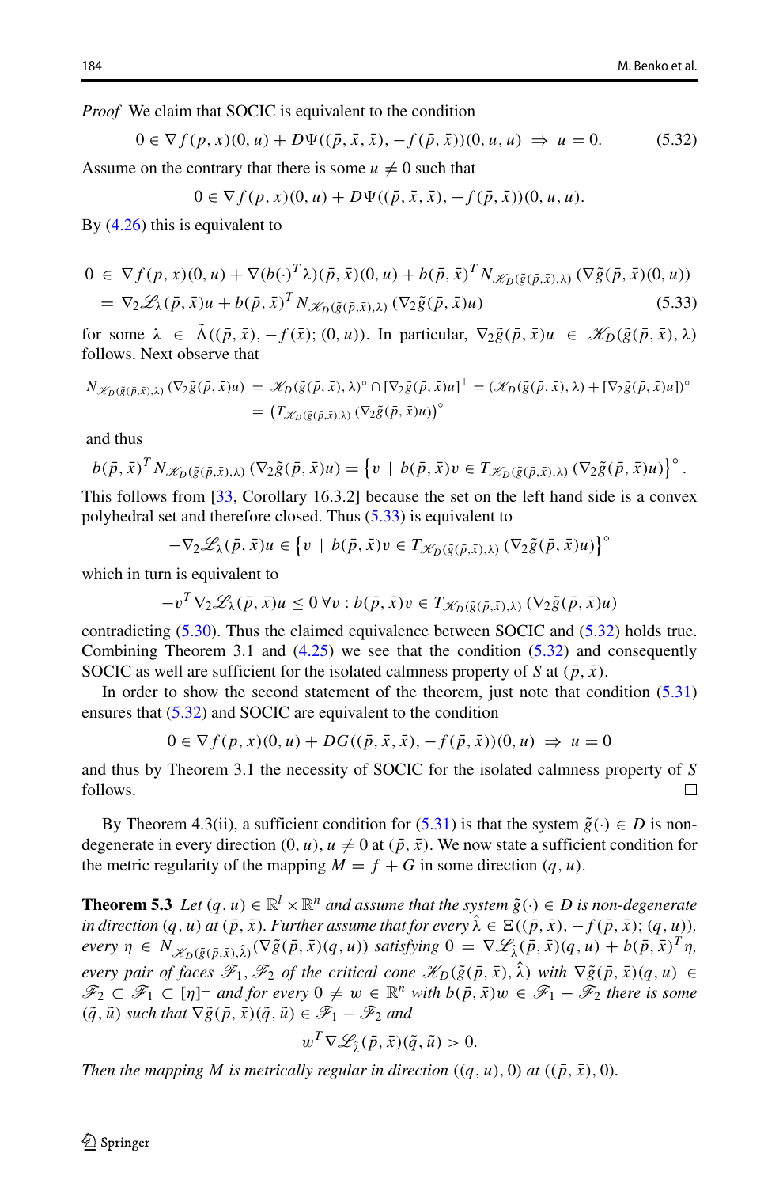*Proof* We claim that SOCIC is equivalent to the condition

$$0 \in \nabla f(p,x)(0,u) + D\Psi((\bar p,\bar x,\bar x), -f(\bar p,\bar x))(0,u,u) \;\Rightarrow\; u = 0. \tag{5.32}$$

Assume on the contrary that there is some $u \neq 0$ such that

$$0 \in \nabla f(p,x)(0,u) + D\Psi((\bar p,\bar x,\bar x), -f(\bar p,\bar x))(0,u,u).$$

By (4.26) this is equivalent to

$$\begin{aligned} 0 \;&\in\; \nabla f(p,x)(0,u) + \nabla(b(\cdot)^T\lambda)(\bar p,\bar x)(0,u) + b(\bar p,\bar x)^T N_{\mathcal{K}_D(\tilde g(\bar p,\bar x),\lambda)}(\nabla \tilde g(\bar p,\bar x)(0,u))\\ &= \nabla_2 \mathcal{L}_\lambda(\bar p,\bar x)u + b(\bar p,\bar x)^T N_{\mathcal{K}_D(\tilde g(\bar p,\bar x),\lambda)}(\nabla_2 \tilde g(\bar p,\bar x)u) \end{aligned} \tag{5.33}$$

for some $\lambda \in \tilde\Lambda((\bar p,\bar x), -f(\bar x);(0,u))$. In particular, $\nabla_2\tilde g(\bar p,\bar x)u \in \mathcal{K}_D(\tilde g(\bar p,\bar x),\lambda)$ follows. Next observe that

$$\begin{aligned} N_{\mathcal{K}_D(\tilde g(\bar p,\bar x),\lambda)}(\nabla_2 \tilde g(\bar p,\bar x)u) \;&=\; \mathcal{K}_D(\tilde g(\bar p,\bar x),\lambda)^\circ \cap [\nabla_2\tilde g(\bar p,\bar x)u]^\perp = (\mathcal{K}_D(\tilde g(\bar p,\bar x),\lambda) + [\nabla_2 \tilde g(\bar p,\bar x)u])^\circ\\ &= \left(T_{\mathcal{K}_D(\tilde g(\bar p,\bar x),\lambda)}(\nabla_2\tilde g(\bar p,\bar x)u)\right)^\circ \end{aligned}$$

and thus

$$b(\bar p,\bar x)^T N_{\mathcal{K}_D(\tilde g(\bar p,\bar x),\lambda)}(\nabla_2\tilde g(\bar p,\bar x)u) = \left\{v \mid b(\bar p,\bar x)v \in T_{\mathcal{K}_D(\tilde g(\bar p,\bar x),\lambda)}(\nabla_2 \tilde g(\bar p,\bar x)u)\right\}^\circ.$$

This follows from [33, Corollary 16.3.2] because the set on the left hand side is a convex polyhedral set and therefore closed. Thus (5.33) is equivalent to

$$-\nabla_2\mathcal{L}_\lambda(\bar p,\bar x)u \in \left\{v \mid b(\bar p,\bar x)v \in T_{\mathcal{K}_D(\tilde g(\bar p,\bar x),\lambda)}(\nabla_2\tilde g(\bar p,\bar x)u)\right\}^\circ$$

which in turn is equivalent to

$$-v^T\nabla_2\mathcal{L}_\lambda(\bar p,\bar x)u \le 0 \;\forall v : b(\bar p,\bar x)v \in T_{\mathcal{K}_D(\tilde g(\bar p,\bar x),\lambda)}(\nabla_2\tilde g(\bar p,\bar x)u)$$

contradicting (5.30). Thus the claimed equivalence between SOCIC and (5.32) holds true. Combining Theorem 3.1 and (4.25) we see that the condition (5.32) and consequently SOCIC as well are sufficient for the isolated calmness property of $S$ at $(\bar p,\bar x)$.

In order to show the second statement of the theorem, just note that condition (5.31) ensures that (5.32) and SOCIC are equivalent to the condition

$$0 \in \nabla f(p,x)(0,u) + DG((\bar p,\bar x,\bar x), -f(\bar p,\bar x))(0,u) \;\Rightarrow\; u = 0$$

and thus by Theorem 3.1 the necessity of SOCIC for the isolated calmness property of $S$ follows. $\square$

By Theorem 4.3(ii), a sufficient condition for (5.31) is that the system $\tilde g(\cdot) \in D$ is non-degenerate in every direction $(0,u)$, $u \neq 0$ at $(\bar p,\bar x)$. We now state a sufficient condition for the metric regularity of the mapping $M = f + G$ in some direction $(q,u)$.

**Theorem 5.3** *Let $(q,u) \in \mathbb{R}^l \times \mathbb{R}^n$ and assume that the system $\tilde g(\cdot) \in D$ is non-degenerate in direction $(q,u)$ at $(\bar p,\bar x)$. Further assume that for every $\hat\lambda \in \Xi((\bar p,\bar x), -f(\bar p,\bar x);(q,u))$, every $\eta \in N_{\mathcal{K}_D(\tilde g(\bar p,\bar x),\hat\lambda)}(\nabla\tilde g(\bar p,\bar x)(q,u))$ satisfying $0 = \nabla\mathcal{L}_{\hat\lambda}(\bar p,\bar x)(q,u) + b(\bar p,\bar x)^T\eta$, every pair of faces $\mathcal{F}_1, \mathcal{F}_2$ of the critical cone $\mathcal{K}_D(\tilde g(\bar p,\bar x),\hat\lambda)$ with $\nabla\tilde g(\bar p,\bar x)(q,u) \in \mathcal{F}_2 \subset \mathcal{F}_1 \subset [\eta]^\perp$ and for every $0 \neq w \in \mathbb{R}^n$ with $b(\bar p,\bar x)w \in \mathcal{F}_1 - \mathcal{F}_2$ there is some $(\tilde q,\tilde u)$ such that $\nabla\tilde g(\bar p,\bar x)(\tilde q,\tilde u) \in \mathcal{F}_1 - \mathcal{F}_2$ and*

$$w^T\nabla\mathcal{L}_{\hat\lambda}(\bar p,\bar x)(\tilde q,\tilde u) > 0.$$

*Then the mapping $M$ is metrically regular in direction $((q,u),0)$ at $((\bar p,\bar x),0)$.*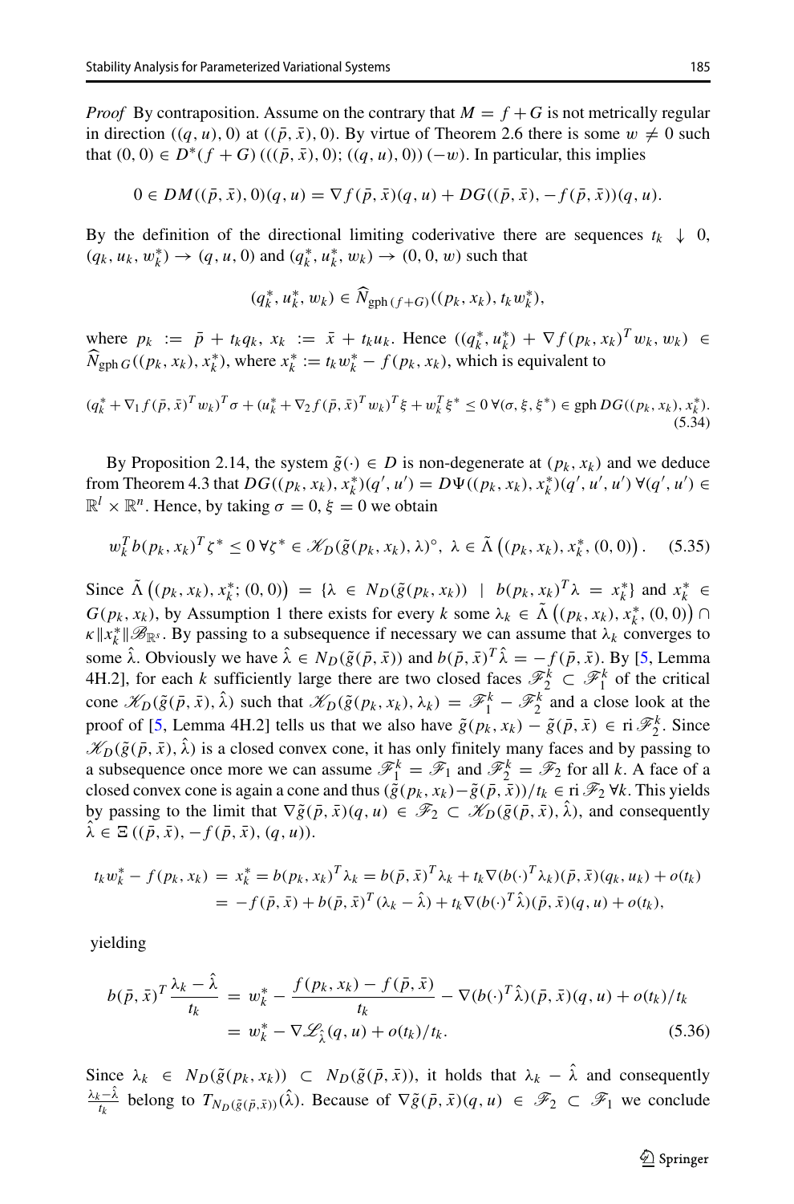*Proof* By contraposition. Assume on the contrary that $M = f + G$ is not metrically regular in direction $((q,u),0)$ at $((\bar p,\bar x),0)$. By virtue of Theorem 2.6 there is some $w \neq 0$ such that $(0,0) \in D^*(f+G)(((\bar p,\bar x),0);((q,u),0))(-w)$. In particular, this implies

$$0 \in DM((\bar p,\bar x),0)(q,u) = \nabla f(\bar p,\bar x)(q,u) + DG((\bar p,\bar x),-f(\bar p,\bar x))(q,u).$$

By the definition of the directional limiting coderivative there are sequences $t_k \downarrow 0$, $(q_k,u_k,w_k^*) \to (q,u,0)$ and $(q_k^*,u_k^*,w_k) \to (0,0,w)$ such that

$$(q_k^*,u_k^*,w_k) \in \widehat N_{\mathrm{gph}\,(f+G)}((p_k,x_k),t_k w_k^*),$$

where $p_k := \bar p + t_k q_k$, $x_k := \bar x + t_k u_k$. Hence $((q_k^*,u_k^*) + \nabla f(p_k,x_k)^T w_k, w_k) \in \widehat N_{\mathrm{gph}\,G}((p_k,x_k),x_k^*)$, where $x_k^* := t_k w_k^* - f(p_k,x_k)$, which is equivalent to

$$(q_k^* + \nabla_1 f(\bar p,\bar x)^T w_k)^T\sigma + (u_k^* + \nabla_2 f(\bar p,\bar x)^T w_k)^T\xi + w_k^T\xi^* \le 0\ \forall(\sigma,\xi,\xi^*) \in \mathrm{gph}\,DG((p_k,x_k),x_k^*). \tag{5.34}$$

By Proposition 2.14, the system $\tilde g(\cdot) \in D$ is non-degenerate at $(p_k,x_k)$ and we deduce from Theorem 4.3 that $DG((p_k,x_k),x_k^*)(q',u') = D\Psi((p_k,x_k),x_k^*)(q',u',u')\ \forall (q',u') \in \mathbb{R}^l \times \mathbb{R}^n$. Hence, by taking $\sigma = 0$, $\xi = 0$ we obtain

$$w_k^T b(p_k,x_k)^T\zeta^* \le 0\ \forall \zeta^* \in \mathcal{K}_D(\tilde g(p_k,x_k),\lambda)^\circ,\ \lambda \in \tilde\Lambda\left((p_k,x_k),x_k^*,(0,0)\right). \tag{5.35}$$

Since $\tilde\Lambda\left((p_k,x_k),x_k^*;(0,0)\right) = \{\lambda \in N_D(\tilde g(p_k,x_k)) \mid b(p_k,x_k)^T\lambda = x_k^*\}$ and $x_k^* \in G(p_k,x_k)$, by Assumption 1 there exists for every $k$ some $\lambda_k \in \tilde\Lambda\left((p_k,x_k),x_k^*,(0,0)\right) \cap \kappa\|x_k^*\|\mathcal{B}_{\mathbb{R}^s}$. By passing to a subsequence if necessary we can assume that $\lambda_k$ converges to some $\hat\lambda$. Obviously we have $\hat\lambda \in N_D(\tilde g(\bar p,\bar x))$ and $b(\bar p,\bar x)^T\hat\lambda = -f(\bar p,\bar x)$. By [5, Lemma 4H.2], for each $k$ sufficiently large there are two closed faces $\mathcal{F}_2^k \subset \mathcal{F}_1^k$ of the critical cone $\mathcal{K}_D(\tilde g(\bar p,\bar x),\hat\lambda)$ such that $\mathcal{K}_D(\tilde g(p_k,x_k),\lambda_k) = \mathcal{F}_1^k - \mathcal{F}_2^k$ and a close look at the proof of [5, Lemma 4H.2] tells us that we also have $\tilde g(p_k,x_k) - \tilde g(\bar p,\bar x) \in \mathrm{ri}\,\mathcal{F}_2^k$. Since $\mathcal{K}_D(\tilde g(\bar p,\bar x),\hat\lambda)$ is a closed convex cone, it has only finitely many faces and by passing to a subsequence once more we can assume $\mathcal{F}_1^k = \mathcal{F}_1$ and $\mathcal{F}_2^k = \mathcal{F}_2$ for all $k$. A face of a closed convex cone is again a cone and thus $(\tilde g(p_k,x_k) - \tilde g(\bar p,\bar x))/t_k \in \mathrm{ri}\,\mathcal{F}_2\ \forall k$. This yields by passing to the limit that $\nabla\tilde g(\bar p,\bar x)(q,u) \in \mathcal{F}_2 \subset \mathcal{K}_D(\tilde g(\bar p,\bar x),\hat\lambda)$, and consequently $\hat\lambda \in \Xi\left((\bar p,\bar x),-f(\bar p,\bar x),(q,u)\right)$.

$$\begin{aligned} t_k w_k^* - f(p_k,x_k) &= x_k^* = b(p_k,x_k)^T\lambda_k = b(\bar p,\bar x)^T\lambda_k + t_k\nabla(b(\cdot)^T\lambda_k)(\bar p,\bar x)(q_k,u_k) + o(t_k) \\ &= -f(\bar p,\bar x) + b(\bar p,\bar x)^T(\lambda_k - \hat\lambda) + t_k\nabla(b(\cdot)^T\hat\lambda)(\bar p,\bar x)(q,u) + o(t_k), \end{aligned}$$

yielding

$$\begin{aligned} b(\bar p,\bar x)^T\frac{\lambda_k - \hat\lambda}{t_k} &= w_k^* - \frac{f(p_k,x_k) - f(\bar p,\bar x)}{t_k} - \nabla(b(\cdot)^T\hat\lambda)(\bar p,\bar x)(q,u) + o(t_k)/t_k \\ &= w_k^* - \nabla\mathcal{L}_{\hat\lambda}(q,u) + o(t_k)/t_k. \end{aligned} \tag{5.36}$$

Since $\lambda_k \in N_D(\tilde g(p_k,x_k)) \subset N_D(\tilde g(\bar p,\bar x))$, it holds that $\lambda_k - \hat\lambda$ and consequently $\frac{\lambda_k - \hat\lambda}{t_k}$ belong to $T_{N_D(\tilde g(\bar p,\bar x))}(\hat\lambda)$. Because of $\nabla\tilde g(\bar p,\bar x)(q,u) \in \mathcal{F}_2 \subset \mathcal{F}_1$ we conclude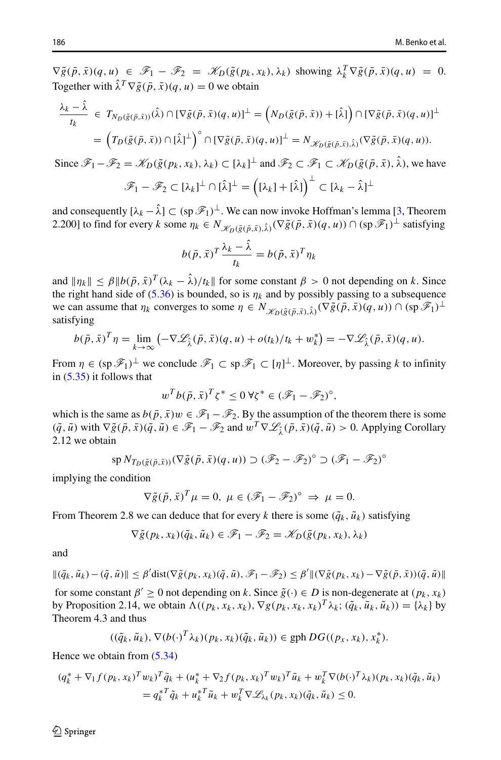$\nabla\tilde{g}(\bar{p},\bar{x})(q,u) \in \mathscr{F}_1 - \mathscr{F}_2 = \mathscr{K}_D(\tilde{g}(p_k,x_k),\lambda_k)$ showing $\lambda_k^T\nabla\tilde{g}(\bar{p},\bar{x})(q,u) = 0$. Together with $\hat{\lambda}^T\nabla\tilde{g}(\bar{p},\bar{x})(q,u) = 0$ we obtain

$$\frac{\lambda_k - \hat{\lambda}}{t_k} \in T_{N_D(\tilde{g}(\bar{p},\bar{x}))}(\hat{\lambda}) \cap [\nabla\tilde{g}(\bar{p},\bar{x})(q,u)]^\perp = \Big(N_D(\tilde{g}(\bar{p},\bar{x})) + [\hat{\lambda}]\Big) \cap [\nabla\tilde{g}(\bar{p},\bar{x})(q,u)]^\perp$$
$$= \Big(T_D(\tilde{g}(\bar{p},\bar{x})) \cap [\hat{\lambda}]^\perp\Big)^\circ \cap [\nabla\tilde{g}(\bar{p},\bar{x})(q,u)]^\perp = N_{\mathscr{K}_D(\tilde{g}(\bar{p},\bar{x}),\hat{\lambda})}(\nabla\tilde{g}(\bar{p},\bar{x})(q,u)).$$

Since $\mathscr{F}_1 - \mathscr{F}_2 = \mathscr{K}_D(\tilde{g}(p_k,x_k),\lambda_k) \subset [\lambda_k]^\perp$ and $\mathscr{F}_2 \subset \mathscr{F}_1 \subset \mathscr{K}_D(\tilde{g}(\bar{p},\bar{x}),\hat{\lambda})$, we have

$$\mathscr{F}_1 - \mathscr{F}_2 \subset [\lambda_k]^\perp \cap [\hat{\lambda}]^\perp = \Big([\lambda_k] + [\hat{\lambda}]\Big)^\perp \subset [\lambda_k - \hat{\lambda}]^\perp$$

and consequently $[\lambda_k - \hat{\lambda}] \subset (\mathrm{sp}\,\mathscr{F}_1)^\perp$. We can now invoke Hoffman's lemma [3, Theorem 2.200] to find for every $k$ some $\eta_k \in N_{\mathscr{K}_D(\tilde{g}(\bar{p},\bar{x}),\hat{\lambda})}(\nabla\tilde{g}(\bar{p},\bar{x})(q,u)) \cap (\mathrm{sp}\,\mathscr{F}_1)^\perp$ satisfying

$$b(\bar{p},\bar{x})^T\frac{\lambda_k - \hat{\lambda}}{t_k} = b(\bar{p},\bar{x})^T\eta_k$$

and $\|\eta_k\| \le \beta\|b(\bar{p},\bar{x})^T(\lambda_k - \hat{\lambda})/t_k\|$ for some constant $\beta > 0$ not depending on $k$. Since the right hand side of (5.36) is bounded, so is $\eta_k$ and by possibly passing to a subsequence we can assume that $\eta_k$ converges to some $\eta \in N_{\mathscr{K}_D(\tilde{g}(\bar{p},\bar{x}),\hat{\lambda})}(\nabla\tilde{g}(\bar{p},\bar{x})(q,u)) \cap (\mathrm{sp}\,\mathscr{F}_1)^\perp$ satisfying

$$b(\bar{p},\bar{x})^T\eta = \lim_{k\to\infty}\big(-\nabla\mathscr{L}_{\hat{\lambda}}(\bar{p},\bar{x})(q,u) + o(t_k)/t_k + w_k^*\big) = -\nabla\mathscr{L}_{\hat{\lambda}}(\bar{p},\bar{x})(q,u).$$

From $\eta \in (\mathrm{sp}\,\mathscr{F}_1)^\perp$ we conclude $\mathscr{F}_1 \subset \mathrm{sp}\,\mathscr{F}_1 \subset [\eta]^\perp$. Moreover, by passing $k$ to infinity in (5.35) it follows that

$$w^T b(\bar{p},\bar{x})^T\zeta^* \le 0\ \forall \zeta^* \in (\mathscr{F}_1 - \mathscr{F}_2)^\circ,$$

which is the same as $b(\bar{p},\bar{x})w \in \mathscr{F}_1 - \mathscr{F}_2$. By the assumption of the theorem there is some $(\tilde{q},\tilde{u})$ with $\nabla\tilde{g}(\bar{p},\bar{x})(\tilde{q},\tilde{u}) \in \mathscr{F}_1 - \mathscr{F}_2$ and $w^T\nabla\mathscr{L}_{\hat{\lambda}}(\bar{p},\bar{x})(\tilde{q},\tilde{u}) > 0$. Applying Corollary 2.12 we obtain

$$\mathrm{sp}\,N_{T_D(\tilde{g}(\bar{p},\bar{x}))}(\nabla\tilde{g}(\bar{p},\bar{x})(q,u)) \supset (\mathscr{F}_2 - \mathscr{F}_2)^\circ \supset (\mathscr{F}_1 - \mathscr{F}_2)^\circ$$

implying the condition

$$\nabla\tilde{g}(\bar{p},\bar{x})^T\mu = 0,\ \mu \in (\mathscr{F}_1 - \mathscr{F}_2)^\circ\ \Rightarrow\ \mu = 0.$$

From Theorem 2.8 we can deduce that for every $k$ there is some $(\tilde{q}_k,\tilde{u}_k)$ satisfying

$$\nabla\tilde{g}(p_k,x_k)(\tilde{q}_k,\tilde{u}_k) \in \mathscr{F}_1 - \mathscr{F}_2 = \mathscr{K}_D(\tilde{g}(p_k,x_k),\lambda_k)$$

and

$$\|(\tilde{q}_k,\tilde{u}_k) - (\tilde{q},\tilde{u})\| \le \beta'\mathrm{dist}(\nabla\tilde{g}(p_k,x_k)(\tilde{q},\tilde{u}),\mathscr{F}_1 - \mathscr{F}_2) \le \beta'\|(\nabla\tilde{g}(p_k,x_k) - \nabla\tilde{g}(\bar{p},\bar{x}))(\tilde{q},\tilde{u})\|$$

for some constant $\beta' \ge 0$ not depending on $k$. Since $\tilde{g}(\cdot) \in D$ is non-degenerate at $(p_k,x_k)$ by Proposition 2.14, we obtain $\Lambda((p_k,x_k,x_k),\nabla g(p_k,x_k,x_k)^T\lambda_k;(\tilde{q}_k,\tilde{u}_k,\tilde{u}_k)) = \{\lambda_k\}$ by Theorem 4.3 and thus

$$((\tilde{q}_k,\tilde{u}_k),\nabla(b(\cdot)^T\lambda_k)(p_k,x_k)(\tilde{q}_k,\tilde{u}_k)) \in \mathrm{gph}\,DG((p_x,x_k),x_k^*).$$

Hence we obtain from (5.34)

$$(q_k^* + \nabla_1 f(p_k,x_k)^Tw_k)^T\tilde{q}_k + (u_k^* + \nabla_2 f(p_k,x_k)^Tw_k)^T\tilde{u}_k + w_k^T\nabla(b(\cdot)^T\lambda_k)(p_k,x_k)(\tilde{q}_k,\tilde{u}_k)$$
$$= q_k^{*T}\tilde{q}_k + u_k^{*T}\tilde{u}_k + w_k^T\nabla\mathscr{L}_{\lambda_k}(p_k,x_k)(\tilde{q}_k,\tilde{u}_k) \le 0.$$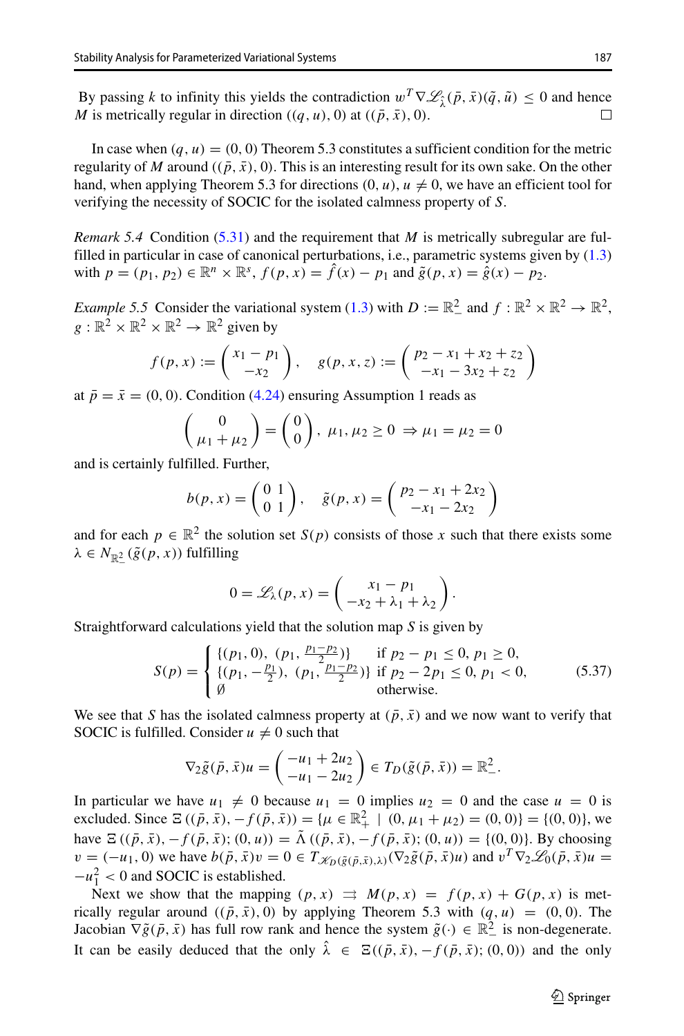By passing $k$ to infinity this yields the contradiction $w^T \nabla \mathscr{L}_{\hat{\lambda}}(\bar{p}, \bar{x})(\tilde{q}, \tilde{u}) \leq 0$ and hence $M$ is metrically regular in direction $((q, u), 0)$ at $((\bar{p}, \bar{x}), 0)$. $\square$

In case when $(q, u) = (0, 0)$ Theorem 5.3 constitutes a sufficient condition for the metric regularity of $M$ around $((\bar{p}, \bar{x}), 0)$. This is an interesting result for its own sake. On the other hand, when applying Theorem 5.3 for directions $(0, u)$, $u \neq 0$, we have an efficient tool for verifying the necessity of SOCIC for the isolated calmness property of $S$.

*Remark 5.4* Condition (5.31) and the requirement that $M$ is metrically subregular are fulfilled in particular in case of canonical perturbations, i.e., parametric systems given by (1.3) with $p = (p_1, p_2) \in \mathbb{R}^n \times \mathbb{R}^s$, $f(p, x) = \hat{f}(x) - p_1$ and $\tilde{g}(p, x) = \hat{g}(x) - p_2$.

*Example 5.5* Consider the variational system (1.3) with $D := \mathbb{R}^2_-$ and $f : \mathbb{R}^2 \times \mathbb{R}^2 \to \mathbb{R}^2$, $g : \mathbb{R}^2 \times \mathbb{R}^2 \times \mathbb{R}^2 \to \mathbb{R}^2$ given by

$$f(p, x) := \begin{pmatrix} x_1 - p_1 \\ -x_2 \end{pmatrix}, \quad g(p, x, z) := \begin{pmatrix} p_2 - x_1 + x_2 + z_2 \\ -x_1 - 3x_2 + z_2 \end{pmatrix}$$

at $\bar{p} = \bar{x} = (0, 0)$. Condition (4.24) ensuring Assumption 1 reads as

$$\begin{pmatrix} 0 \\ \mu_1 + \mu_2 \end{pmatrix} = \begin{pmatrix} 0 \\ 0 \end{pmatrix}, \ \mu_1, \mu_2 \geq 0 \ \Rightarrow \mu_1 = \mu_2 = 0$$

and is certainly fulfilled. Further,

$$b(p, x) = \begin{pmatrix} 0 & 1 \\ 0 & 1 \end{pmatrix}, \quad \tilde{g}(p, x) = \begin{pmatrix} p_2 - x_1 + 2x_2 \\ -x_1 - 2x_2 \end{pmatrix}$$

and for each $p \in \mathbb{R}^2$ the solution set $S(p)$ consists of those $x$ such that there exists some $\lambda \in N_{\mathbb{R}^2_-}(\tilde{g}(p, x))$ fulfilling

$$0 = \mathscr{L}_\lambda(p, x) = \begin{pmatrix} x_1 - p_1 \\ -x_2 + \lambda_1 + \lambda_2 \end{pmatrix}.$$

Straightforward calculations yield that the solution map $S$ is given by

$$S(p) = \begin{cases} \{(p_1, 0),\ (p_1, \frac{p_1 - p_2}{2})\} & \text{if } p_2 - p_1 \leq 0,\ p_1 \geq 0, \\ \{(p_1, -\frac{p_1}{2}),\ (p_1, \frac{p_1 - p_2}{2})\} & \text{if } p_2 - 2p_1 \leq 0,\ p_1 < 0, \\ \emptyset & \text{otherwise.} \end{cases} \tag{5.37}$$

We see that $S$ has the isolated calmness property at $(\bar{p}, \bar{x})$ and we now want to verify that SOCIC is fulfilled. Consider $u \neq 0$ such that

$$\nabla_2 \tilde{g}(\bar{p}, \bar{x}) u = \begin{pmatrix} -u_1 + 2u_2 \\ -u_1 - 2u_2 \end{pmatrix} \in T_D(\tilde{g}(\bar{p}, \bar{x})) = \mathbb{R}^2_-.$$

In particular we have $u_1 \neq 0$ because $u_1 = 0$ implies $u_2 = 0$ and the case $u = 0$ is excluded. Since $\Xi((\bar{p}, \bar{x}), -f(\bar{p}, \bar{x})) = \{\mu \in \mathbb{R}^2_+ \mid (0, \mu_1 + \mu_2) = (0, 0)\} = \{(0, 0)\}$, we have $\Xi((\bar{p}, \bar{x}), -f(\bar{p}, \bar{x}); (0, u)) = \tilde{\Lambda}((\bar{p}, \bar{x}), -f(\bar{p}, \bar{x}); (0, u)) = \{(0, 0)\}$. By choosing $v = (-u_1, 0)$ we have $b(\bar{p}, \bar{x})v = 0 \in T_{\mathscr{K}_D(\tilde{g}(\bar{p}, \bar{x}), \lambda)}(\nabla_2 \tilde{g}(\bar{p}, \bar{x})u)$ and $v^T \nabla_2 \mathscr{L}_0(\bar{p}, \bar{x})u = -u_1^2 < 0$ and SOCIC is established.

Next we show that the mapping $(p, x) \rightrightarrows M(p, x) = f(p, x) + G(p, x)$ is metrically regular around $((\bar{p}, \bar{x}), 0)$ by applying Theorem 5.3 with $(q, u) = (0, 0)$. The Jacobian $\nabla \tilde{g}(\bar{p}, \bar{x})$ has full row rank and hence the system $\tilde{g}(\cdot) \in \mathbb{R}^2_-$ is non-degenerate. It can be easily deduced that the only $\hat{\lambda} \in \Xi((\bar{p}, \bar{x}), -f(\bar{p}, \bar{x}); (0, 0))$ and the only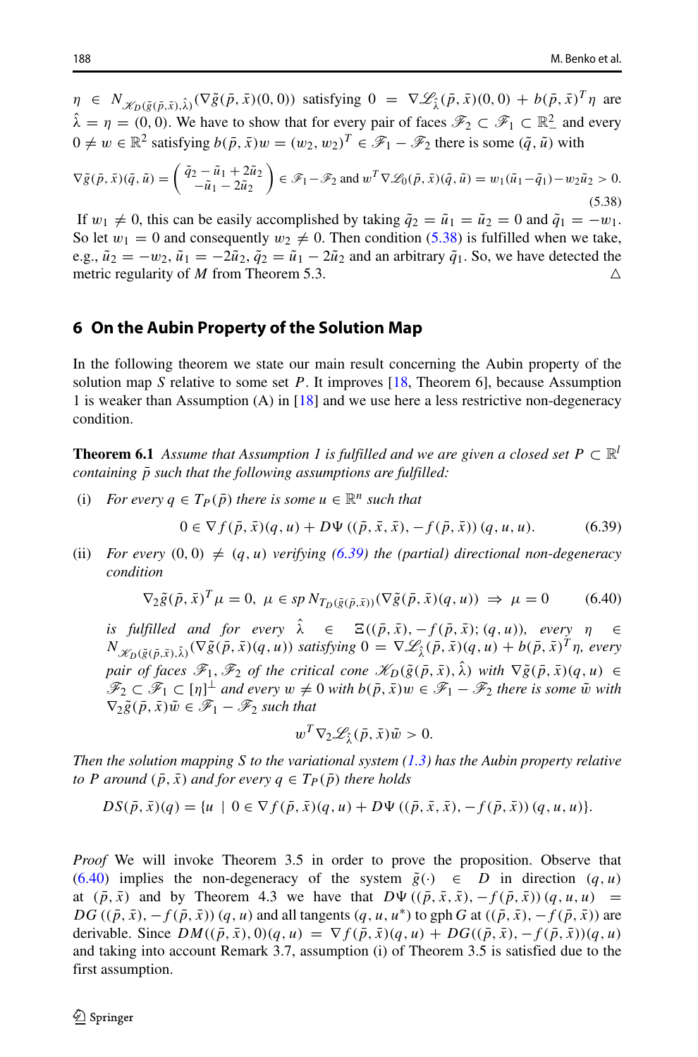$\eta \in N_{\mathcal{K}_D(\tilde{g}(\bar{p},\bar{x}),\hat{\lambda})}(\nabla\tilde{g}(\bar{p},\bar{x})(0,0))$ satisfying $0 = \nabla\mathcal{L}_{\hat{\lambda}}(\bar{p},\bar{x})(0,0) + b(\bar{p},\bar{x})^T\eta$ are $\hat{\lambda} = \eta = (0,0)$. We have to show that for every pair of faces $\mathcal{F}_2 \subset \mathcal{F}_1 \subset \mathbb{R}^2_-$ and every $0 \neq w \in \mathbb{R}^2$ satisfying $b(\bar{p},\bar{x})w = (w_2, w_2)^T \in \mathcal{F}_1 - \mathcal{F}_2$ there is some $(\tilde{q},\tilde{u})$ with

$$\nabla\tilde{g}(\bar{p},\bar{x})(\tilde{q},\tilde{u}) = \begin{pmatrix} \tilde{q}_2 - \tilde{u}_1 + 2\tilde{u}_2 \\ -\tilde{u}_1 - 2\tilde{u}_2 \end{pmatrix} \in \mathcal{F}_1 - \mathcal{F}_2 \text{ and } w^T\nabla\mathcal{L}_0(\bar{p},\bar{x})(\tilde{q},\tilde{u}) = w_1(\tilde{u}_1 - \tilde{q}_1) - w_2\tilde{u}_2 > 0. \tag{5.38}$$

If $w_1 \neq 0$, this can be easily accomplished by taking $\tilde{q}_2 = \tilde{u}_1 = \tilde{u}_2 = 0$ and $\tilde{q}_1 = -w_1$. So let $w_1 = 0$ and consequently $w_2 \neq 0$. Then condition (5.38) is fulfilled when we take, e.g., $\tilde{u}_2 = -w_2$, $\tilde{u}_1 = -2\tilde{u}_2$, $\tilde{q}_2 = \tilde{u}_1 - 2\tilde{u}_2$ and an arbitrary $\tilde{q}_1$. So, we have detected the metric regularity of $M$ from Theorem 5.3. △

## 6 On the Aubin Property of the Solution Map

In the following theorem we state our main result concerning the Aubin property of the solution map $S$ relative to some set $P$. It improves [18, Theorem 6], because Assumption 1 is weaker than Assumption (A) in [18] and we use here a less restrictive non-degeneracy condition.

**Theorem 6.1** *Assume that Assumption 1 is fulfilled and we are given a closed set $P \subset \mathbb{R}^l$ containing $\bar{p}$ such that the following assumptions are fulfilled:*

(i) *For every $q \in T_P(\bar{p})$ there is some $u \in \mathbb{R}^n$ such that*

$$0 \in \nabla f(\bar{p},\bar{x})(q,u) + D\Psi\left((\bar{p},\bar{x},\bar{x}), -f(\bar{p},\bar{x})\right)(q,u,u). \tag{6.39}$$

(ii) *For every $(0,0) \neq (q,u)$ verifying (6.39) the (partial) directional non-degeneracy condition*

$$\nabla_2\tilde{g}(\bar{p},\bar{x})^T\mu = 0,\ \mu \in sp\, N_{T_D(\tilde{g}(\bar{p},\bar{x}))}(\nabla\tilde{g}(\bar{p},\bar{x})(q,u)) \Rightarrow \mu = 0 \tag{6.40}$$

*is fulfilled and for every $\hat{\lambda} \in \Xi((\bar{p},\bar{x}), -f(\bar{p},\bar{x}); (q,u))$, every $\eta \in N_{\mathcal{K}_D(\tilde{g}(\bar{p},\bar{x}),\hat{\lambda})}(\nabla\tilde{g}(\bar{p},\bar{x})(q,u))$ satisfying $0 = \nabla\mathcal{L}_{\hat{\lambda}}(\bar{p},\bar{x})(q,u) + b(\bar{p},\bar{x})^T\eta$, every pair of faces $\mathcal{F}_1, \mathcal{F}_2$ of the critical cone $\mathcal{K}_D(\tilde{g}(\bar{p},\bar{x}),\hat{\lambda})$ with $\nabla\tilde{g}(\bar{p},\bar{x})(q,u) \in \mathcal{F}_2 \subset \mathcal{F}_1 \subset [\eta]^\perp$ and every $w \neq 0$ with $b(\bar{p},\bar{x})w \in \mathcal{F}_1 - \mathcal{F}_2$ there is some $\tilde{w}$ with $\nabla_2\tilde{g}(\bar{p},\bar{x})\tilde{w} \in \mathcal{F}_1 - \mathcal{F}_2$ such that*

$$w^T\nabla_2\mathcal{L}_{\hat{\lambda}}(\bar{p},\bar{x})\tilde{w} > 0.$$

*Then the solution mapping $S$ to the variational system (1.3) has the Aubin property relative to $P$ around $(\bar{p},\bar{x})$ and for every $q \in T_P(\bar{p})$ there holds*

$$DS(\bar{p},\bar{x})(q) = \{u \mid 0 \in \nabla f(\bar{p},\bar{x})(q,u) + D\Psi\left((\bar{p},\bar{x},\bar{x}), -f(\bar{p},\bar{x})\right)(q,u,u)\}.$$

*Proof* We will invoke Theorem 3.5 in order to prove the proposition. Observe that (6.40) implies the non-degeneracy of the system $\tilde{g}(\cdot) \in D$ in direction $(q,u)$ at $(\bar{p},\bar{x})$ and by Theorem 4.3 we have that $D\Psi\left((\bar{p},\bar{x},\bar{x}), -f(\bar{p},\bar{x})\right)(q,u,u) = DG\left((\bar{p},\bar{x}), -f(\bar{p},\bar{x})\right)(q,u)$ and all tangents $(q,u,u^*)$ to $\operatorname{gph} G$ at $((\bar{p},\bar{x}), -f(\bar{p},\bar{x}))$ are derivable. Since $DM((\bar{p},\bar{x}),0)(q,u) = \nabla f(\bar{p},\bar{x})(q,u) + DG((\bar{p},\bar{x}), -f(\bar{p},\bar{x}))(q,u)$ and taking into account Remark 3.7, assumption (i) of Theorem 3.5 is satisfied due to the first assumption.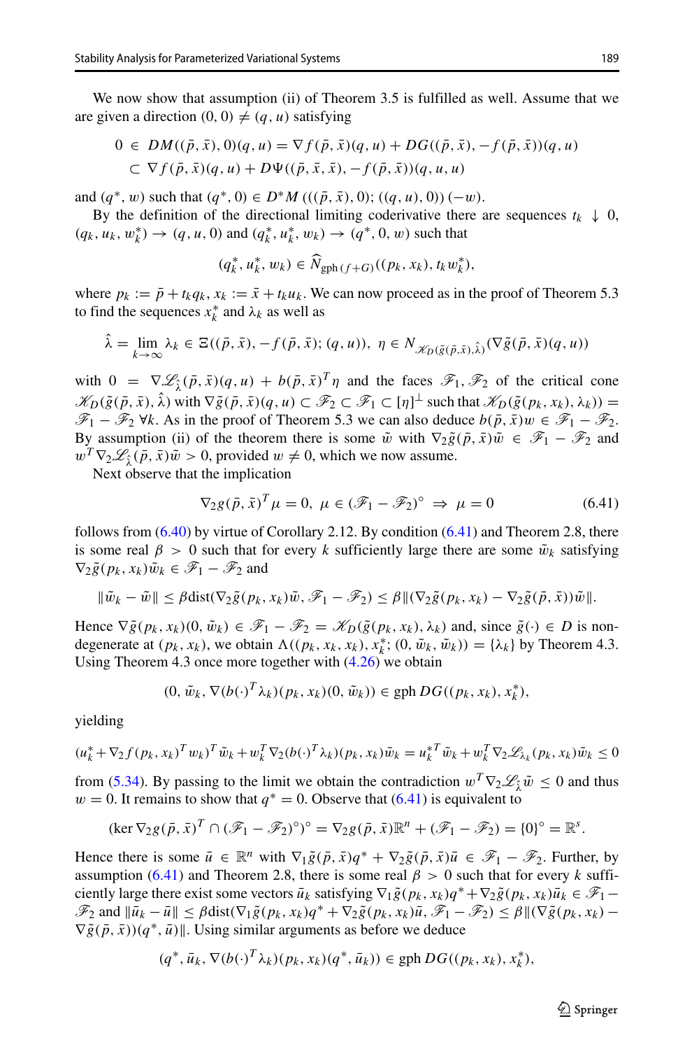We now show that assumption (ii) of Theorem 3.5 is fulfilled as well. Assume that we are given a direction $(0, 0) \neq (q, u)$ satisfying

$$
\begin{aligned}
0 \;&\in\; DM((\bar{p}, \bar{x}), 0)(q, u) = \nabla f(\bar{p}, \bar{x})(q, u) + DG((\bar{p}, \bar{x}), -f(\bar{p}, \bar{x}))(q, u) \\
&\subset\; \nabla f(\bar{p}, \bar{x})(q, u) + D\Psi((\bar{p}, \bar{x}, \bar{x}), -f(\bar{p}, \bar{x}))(q, u, u)
\end{aligned}
$$

and $(q^*, w)$ such that $(q^*, 0) \in D^*M\left(((\bar{p}, \bar{x}), 0); ((q, u), 0)\right)(-w)$.

By the definition of the directional limiting coderivative there are sequences $t_k \downarrow 0$, $(q_k, u_k, w_k^*) \to (q, u, 0)$ and $(q_k^*, u_k^*, w_k) \to (q^*, 0, w)$ such that

$$
(q_k^*, u_k^*, w_k) \in \widehat{N}_{\mathrm{gph}\,(f+G)}((p_k, x_k), t_k w_k^*),
$$

where $p_k := \bar{p} + t_k q_k$, $x_k := \bar{x} + t_k u_k$. We can now proceed as in the proof of Theorem 5.3 to find the sequences $x_k^*$ and $\lambda_k$ as well as

$$
\hat{\lambda} = \lim_{k\to\infty} \lambda_k \in \Xi((\bar{p}, \bar{x}), -f(\bar{p}, \bar{x}); (q, u)),\ \eta \in N_{\mathscr{K}_D(\tilde{g}(\bar{p}, \bar{x}), \hat{\lambda})}(\nabla \tilde{g}(\bar{p}, \bar{x})(q, u))
$$

with $0 = \nabla \mathscr{L}_{\hat{\lambda}}(\bar{p}, \bar{x})(q, u) + b(\bar{p}, \bar{x})^T \eta$ and the faces $\mathscr{F}_1, \mathscr{F}_2$ of the critical cone $\mathscr{K}_D(\tilde{g}(\bar{p}, \bar{x}), \hat{\lambda})$ with $\nabla \tilde{g}(\bar{p}, \bar{x})(q, u) \subset \mathscr{F}_2 \subset \mathscr{F}_1 \subset [\eta]^\perp$ such that $\mathscr{K}_D(\tilde{g}(p_k, x_k), \lambda_k)) = \mathscr{F}_1 - \mathscr{F}_2\ \forall k$. As in the proof of Theorem 5.3 we can also deduce $b(\bar{p}, \bar{x})w \in \mathscr{F}_1 - \mathscr{F}_2$. By assumption (ii) of the theorem there is some $\tilde{w}$ with $\nabla_2 \tilde{g}(\bar{p}, \bar{x})\tilde{w} \in \mathscr{F}_1 - \mathscr{F}_2$ and $w^T \nabla_2 \mathscr{L}_{\hat{\lambda}}(\bar{p}, \bar{x})\tilde{w} > 0$, provided $w \neq 0$, which we now assume.

Next observe that the implication

$$
\nabla_2 g(\bar{p}, \bar{x})^T \mu = 0,\ \mu \in (\mathscr{F}_1 - \mathscr{F}_2)^\circ \ \Rightarrow\ \mu = 0 \tag{6.41}
$$

follows from (6.40) by virtue of Corollary 2.12. By condition (6.41) and Theorem 2.8, there is some real $\beta > 0$ such that for every $k$ sufficiently large there are some $\tilde{w}_k$ satisfying $\nabla_2 \tilde{g}(p_k, x_k)\tilde{w}_k \in \mathscr{F}_1 - \mathscr{F}_2$ and

$$
\|\tilde{w}_k - \tilde{w}\| \leq \beta \operatorname{dist}(\nabla_2 \tilde{g}(p_k, x_k)\tilde{w}, \mathscr{F}_1 - \mathscr{F}_2) \leq \beta \|(\nabla_2 \tilde{g}(p_k, x_k) - \nabla_2 \tilde{g}(\bar{p}, \bar{x}))\tilde{w}\|.
$$

Hence $\nabla \tilde{g}(p_k, x_k)(0, \tilde{w}_k) \in \mathscr{F}_1 - \mathscr{F}_2 = \mathscr{K}_D(\tilde{g}(p_k, x_k), \lambda_k)$ and, since $\tilde{g}(\cdot) \in D$ is nondegenerate at $(p_k, x_k)$, we obtain $\Lambda((p_k, x_k, x_k), x_k^*; (0, \tilde{w}_k, \tilde{w}_k)) = \{\lambda_k\}$ by Theorem 4.3. Using Theorem 4.3 once more together with (4.26) we obtain

$$
(0, \tilde{w}_k, \nabla(b(\cdot)^T \lambda_k)(p_k, x_k)(0, \tilde{w}_k)) \in \mathrm{gph}\, DG((p_k, x_k), x_k^*),
$$

yielding

$$
(u_k^* + \nabla_2 f(p_k, x_k)^T w_k)^T \tilde{w}_k + w_k^T \nabla_2 (b(\cdot)^T \lambda_k)(p_k, x_k)\tilde{w}_k = u_k^{*T} \tilde{w}_k + w_k^T \nabla_2 \mathscr{L}_{\lambda_k}(p_k, x_k)\tilde{w}_k \leq 0
$$

from (5.34). By passing to the limit we obtain the contradiction $w^T \nabla_2 \mathscr{L}_{\hat{\lambda}} \tilde{w} \leq 0$ and thus $w = 0$. It remains to show that $q^* = 0$. Observe that (6.41) is equivalent to

$$
(\ker \nabla_2 g(\bar{p}, \bar{x})^T \cap (\mathscr{F}_1 - \mathscr{F}_2)^\circ)^\circ = \nabla_2 g(\bar{p}, \bar{x})\mathbb{R}^n + (\mathscr{F}_1 - \mathscr{F}_2) = \{0\}^\circ = \mathbb{R}^s.
$$

Hence there is some $\bar{u} \in \mathbb{R}^n$ with $\nabla_1 \tilde{g}(\bar{p}, \bar{x})q^* + \nabla_2 \tilde{g}(\bar{p}, \bar{x})\bar{u} \in \mathscr{F}_1 - \mathscr{F}_2$. Further, by assumption (6.41) and Theorem 2.8, there is some real $\beta > 0$ such that for every $k$ sufficiently large there exist some vectors $\bar{u}_k$ satisfying $\nabla_1 \tilde{g}(p_k, x_k)q^* + \nabla_2 \tilde{g}(p_k, x_k)\bar{u}_k \in \mathscr{F}_1 - \mathscr{F}_2$ and $\|\bar{u}_k - \bar{u}\| \leq \beta \operatorname{dist}(\nabla_1 \tilde{g}(p_k, x_k)q^* + \nabla_2 \tilde{g}(p_k, x_k)\bar{u}, \mathscr{F}_1 - \mathscr{F}_2) \leq \beta \|(\nabla \tilde{g}(p_k, x_k) - \nabla \tilde{g}(\bar{p}, \bar{x}))(q^*, \bar{u})\|$. Using similar arguments as before we deduce

$$
(q^*, \bar{u}_k, \nabla(b(\cdot)^T \lambda_k)(p_k, x_k)(q^*, \bar{u}_k)) \in \mathrm{gph}\, DG((p_k, x_k), x_k^*),
$$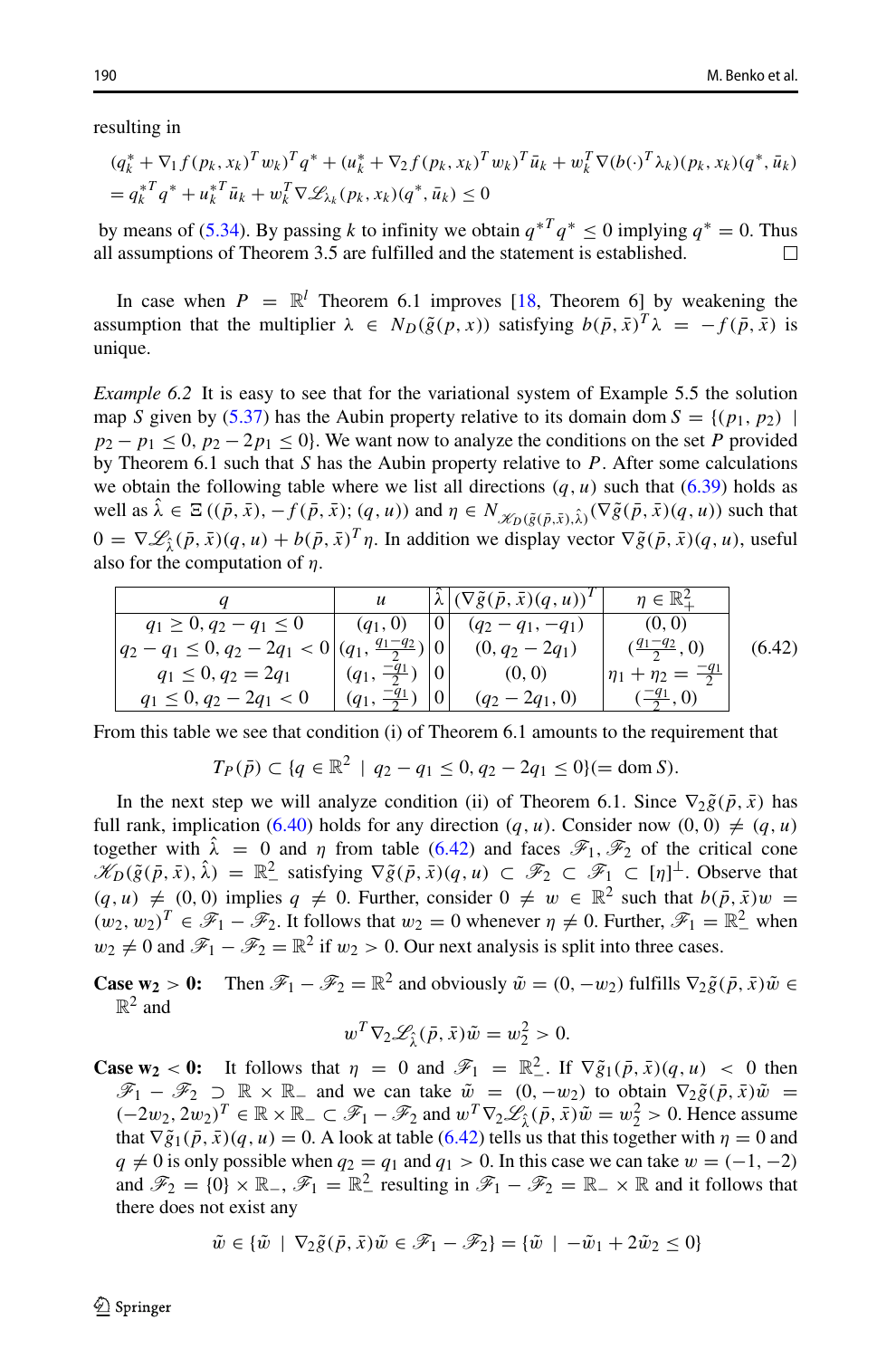resulting in

$$
\begin{aligned}
&(q_k^* + \nabla_1 f(p_k, x_k)^T w_k)^T q^* + (u_k^* + \nabla_2 f(p_k, x_k)^T w_k)^T \bar{u}_k + w_k^T \nabla (b(\cdot)^T \lambda_k)(p_k, x_k)(q^*, \bar{u}_k) \\
&= q_k^{*T} q^* + u_k^{*T} \bar{u}_k + w_k^T \nabla \mathscr{L}_{\lambda_k}(p_k, x_k)(q^*, \bar{u}_k) \le 0
\end{aligned}
$$

by means of (5.34). By passing $k$ to infinity we obtain $q^{*T} q^* \le 0$ implying $q^* = 0$. Thus all assumptions of Theorem 3.5 are fulfilled and the statement is established. □

In case when $P = \mathbb{R}^l$ Theorem 6.1 improves [18, Theorem 6] by weakening the assumption that the multiplier $\lambda \in N_D(\tilde{g}(p, x))$ satisfying $b(\bar{p}, \bar{x})^T \lambda = -f(\bar{p}, \bar{x})$ is unique.

*Example 6.2* It is easy to see that for the variational system of Example 5.5 the solution map $S$ given by (5.37) has the Aubin property relative to its domain $\operatorname{dom} S = \{(p_1, p_2) \mid p_2 - p_1 \le 0,\, p_2 - 2p_1 \le 0\}$. We want now to analyze the conditions on the set $P$ provided by Theorem 6.1 such that $S$ has the Aubin property relative to $P$. After some calculations we obtain the following table where we list all directions $(q, u)$ such that (6.39) holds as well as $\hat{\lambda} \in \Xi((\bar{p}, \bar{x}), -f(\bar{p}, \bar{x}); (q, u))$ and $\eta \in N_{\mathscr{K}_D(\tilde{g}(\bar{p}, \bar{x}), \hat{\lambda})}(\nabla \tilde{g}(\bar{p}, \bar{x})(q, u))$ such that $0 = \nabla \mathscr{L}_{\hat{\lambda}}(\bar{p}, \bar{x})(q, u) + b(\bar{p}, \bar{x})^T \eta$. In addition we display vector $\nabla \tilde{g}(\bar{p}, \bar{x})(q, u)$, useful also for the computation of $\eta$.

| $q$ | $u$ | $\hat{\lambda}$ | $(\nabla \tilde{g}(\bar{p}, \bar{x})(q, u))^T$ | $\eta \in \mathbb{R}^2_+$ |
|---|---|---|---|---|
| $q_1 \ge 0, q_2 - q_1 \le 0$ | $(q_1, 0)$ | $0$ | $(q_2 - q_1, -q_1)$ | $(0, 0)$ |
| $q_2 - q_1 \le 0, q_2 - 2q_1 < 0$ | $(q_1, \frac{q_1 - q_2}{2})$ | $0$ | $(0, q_2 - 2q_1)$ | $(\frac{q_1 - q_2}{2}, 0)$ |
| $q_1 \le 0, q_2 = 2q_1$ | $(q_1, \frac{-q_1}{2})$ | $0$ | $(0, 0)$ | $\eta_1 + \eta_2 = \frac{-q_1}{2}$ |
| $q_1 \le 0, q_2 - 2q_1 < 0$ | $(q_1, \frac{-q_1}{2})$ | $0$ | $(q_2 - 2q_1, 0)$ | $(\frac{-q_1}{2}, 0)$ |

(6.42)

From this table we see that condition (i) of Theorem 6.1 amounts to the requirement that

$$
T_P(\bar{p}) \subset \{q \in \mathbb{R}^2 \mid q_2 - q_1 \le 0,\, q_2 - 2q_1 \le 0\} (= \operatorname{dom} S).
$$

In the next step we will analyze condition (ii) of Theorem 6.1. Since $\nabla_2 \tilde{g}(\bar{p}, \bar{x})$ has full rank, implication (6.40) holds for any direction $(q, u)$. Consider now $(0, 0) \ne (q, u)$ together with $\hat{\lambda} = 0$ and $\eta$ from table (6.42) and faces $\mathscr{F}_1, \mathscr{F}_2$ of the critical cone $\mathscr{K}_D(\tilde{g}(\bar{p}, \bar{x}), \hat{\lambda}) = \mathbb{R}^2_-$ satisfying $\nabla \tilde{g}(\bar{p}, \bar{x})(q, u) \subset \mathscr{F}_2 \subset \mathscr{F}_1 \subset [\eta]^\perp$. Observe that $(q, u) \ne (0, 0)$ implies $q \ne 0$. Further, consider $0 \ne w \in \mathbb{R}^2$ such that $b(\bar{p}, \bar{x})w = (w_2, w_2)^T \in \mathscr{F}_1 - \mathscr{F}_2$. It follows that $w_2 = 0$ whenever $\eta \ne 0$. Further, $\mathscr{F}_1 = \mathbb{R}^2_-$ when $w_2 \ne 0$ and $\mathscr{F}_1 - \mathscr{F}_2 = \mathbb{R}^2$ if $w_2 > 0$. Our next analysis is split into three cases.

**Case $\mathbf{w_2 > 0}$:** Then $\mathscr{F}_1 - \mathscr{F}_2 = \mathbb{R}^2$ and obviously $\tilde{w} = (0, -w_2)$ fulfills $\nabla_2 \tilde{g}(\bar{p}, \bar{x})\tilde{w} \in \mathbb{R}^2$ and

$$
w^T \nabla_2 \mathscr{L}_{\hat{\lambda}}(\bar{p}, \bar{x})\tilde{w} = w_2^2 > 0.
$$

**Case $\mathbf{w_2 < 0}$:** It follows that $\eta = 0$ and $\mathscr{F}_1 = \mathbb{R}^2_-$. If $\nabla \tilde{g}_1(\bar{p}, \bar{x})(q, u) < 0$ then $\mathscr{F}_1 - \mathscr{F}_2 \supset \mathbb{R} \times \mathbb{R}_-$ and we can take $\tilde{w} = (0, -w_2)$ to obtain $\nabla_2 \tilde{g}(\bar{p}, \bar{x})\tilde{w} = (-2w_2, 2w_2)^T \in \mathbb{R} \times \mathbb{R}_- \subset \mathscr{F}_1 - \mathscr{F}_2$ and $w^T \nabla_2 \mathscr{L}_{\hat{\lambda}}(\bar{p}, \bar{x})\tilde{w} = w_2^2 > 0$. Hence assume that $\nabla \tilde{g}_1(\bar{p}, \bar{x})(q, u) = 0$. A look at table (6.42) tells us that this together with $\eta = 0$ and $q \ne 0$ is only possible when $q_2 = q_1$ and $q_1 > 0$. In this case we can take $w = (-1, -2)$ and $\mathscr{F}_2 = \{0\} \times \mathbb{R}_-$, $\mathscr{F}_1 = \mathbb{R}^2_-$ resulting in $\mathscr{F}_1 - \mathscr{F}_2 = \mathbb{R}_- \times \mathbb{R}$ and it follows that there does not exist any

$$
\tilde{w} \in \{\tilde{w} \mid \nabla_2 \tilde{g}(\bar{p}, \bar{x})\tilde{w} \in \mathscr{F}_1 - \mathscr{F}_2\} = \{\tilde{w} \mid -\tilde{w}_1 + 2\tilde{w}_2 \le 0\}
$$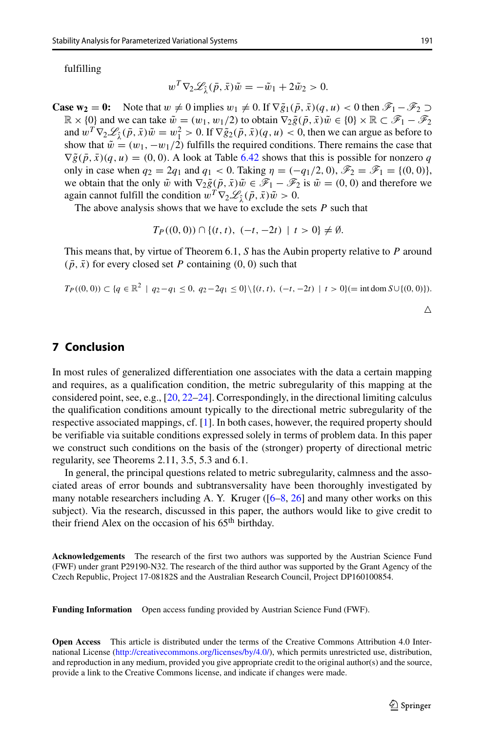fulfilling

$$w^T \nabla_2 \mathscr{L}_{\hat{\lambda}}(\bar{p}, \bar{x})\tilde{w} = -\tilde{w}_1 + 2\tilde{w}_2 > 0.$$

**Case $\mathbf{w_2 = 0}$:** Note that $w \neq 0$ implies $w_1 \neq 0$. If $\nabla \tilde{g}_1(\bar{p}, \bar{x})(q, u) < 0$ then $\mathscr{F}_1 - \mathscr{F}_2 \supset \mathbb{R} \times \{0\}$ and we can take $\tilde{w} = (w_1, w_1/2)$ to obtain $\nabla_2 \tilde{g}(\bar{p}, \bar{x})\tilde{w} \in \{0\} \times \mathbb{R} \subset \mathscr{F}_1 - \mathscr{F}_2$ and $w^T \nabla_2 \mathscr{L}_{\hat{\lambda}}(\bar{p}, \bar{x})\tilde{w} = w_1^2 > 0$. If $\nabla \tilde{g}_2(\bar{p}, \bar{x})(q, u) < 0$, then we can argue as before to show that $\tilde{w} = (w_1, -w_1/2)$ fulfills the required conditions. There remains the case that $\nabla \tilde{g}(\bar{p}, \bar{x})(q, u) = (0, 0)$. A look at Table 6.42 shows that this is possible for nonzero $q$ only in case when $q_2 = 2q_1$ and $q_1 < 0$. Taking $\eta = (-q_1/2, 0)$, $\mathscr{F}_2 = \mathscr{F}_1 = \{(0, 0)\}$, we obtain that the only $\tilde{w}$ with $\nabla_2 \tilde{g}(\bar{p}, \bar{x})\tilde{w} \in \mathscr{F}_1 - \mathscr{F}_2$ is $\tilde{w} = (0, 0)$ and therefore we again cannot fulfill the condition $w^T \nabla_2 \mathscr{L}_{\hat{\lambda}}(\bar{p}, \bar{x})\tilde{w} > 0$.

The above analysis shows that we have to exclude the sets $P$ such that

$$T_P((0, 0)) \cap \{(t, t),\ (-t, -2t) \mid t > 0\} \neq \emptyset.$$

This means that, by virtue of Theorem 6.1, $S$ has the Aubin property relative to $P$ around $(\bar{p}, \bar{x})$ for every closed set $P$ containing $(0, 0)$ such that

$$T_P((0, 0)) \subset \{q \in \mathbb{R}^2 \mid q_2 - q_1 \leq 0,\ q_2 - 2q_1 \leq 0\} \setminus \{(t, t),\ (-t, -2t) \mid t > 0\} (= \operatorname{int} \operatorname{dom} S \cup \{(0, 0)\}).$$

△

## 7 Conclusion

In most rules of generalized differentiation one associates with the data a certain mapping and requires, as a qualification condition, the metric subregularity of this mapping at the considered point, see, e.g., [20, 22–24]. Correspondingly, in the directional limiting calculus the qualification conditions amount typically to the directional metric subregularity of the respective associated mappings, cf. [1]. In both cases, however, the required property should be verifiable via suitable conditions expressed solely in terms of problem data. In this paper we construct such conditions on the basis of the (stronger) property of directional metric regularity, see Theorems 2.11, 3.5, 5.3 and 6.1.

In general, the principal questions related to metric subregularity, calmness and the associated areas of error bounds and subtransversality have been thoroughly investigated by many notable researchers including A. Y. Kruger ([6–8, 26] and many other works on this subject). Via the research, discussed in this paper, the authors would like to give credit to their friend Alex on the occasion of his 65th birthday.

**Acknowledgements** The research of the first two authors was supported by the Austrian Science Fund (FWF) under grant P29190-N32. The research of the third author was supported by the Grant Agency of the Czech Republic, Project 17-08182S and the Australian Research Council, Project DP160100854.

**Funding Information** Open access funding provided by Austrian Science Fund (FWF).

**Open Access** This article is distributed under the terms of the Creative Commons Attribution 4.0 International License (http://creativecommons.org/licenses/by/4.0/), which permits unrestricted use, distribution, and reproduction in any medium, provided you give appropriate credit to the original author(s) and the source, provide a link to the Creative Commons license, and indicate if changes were made.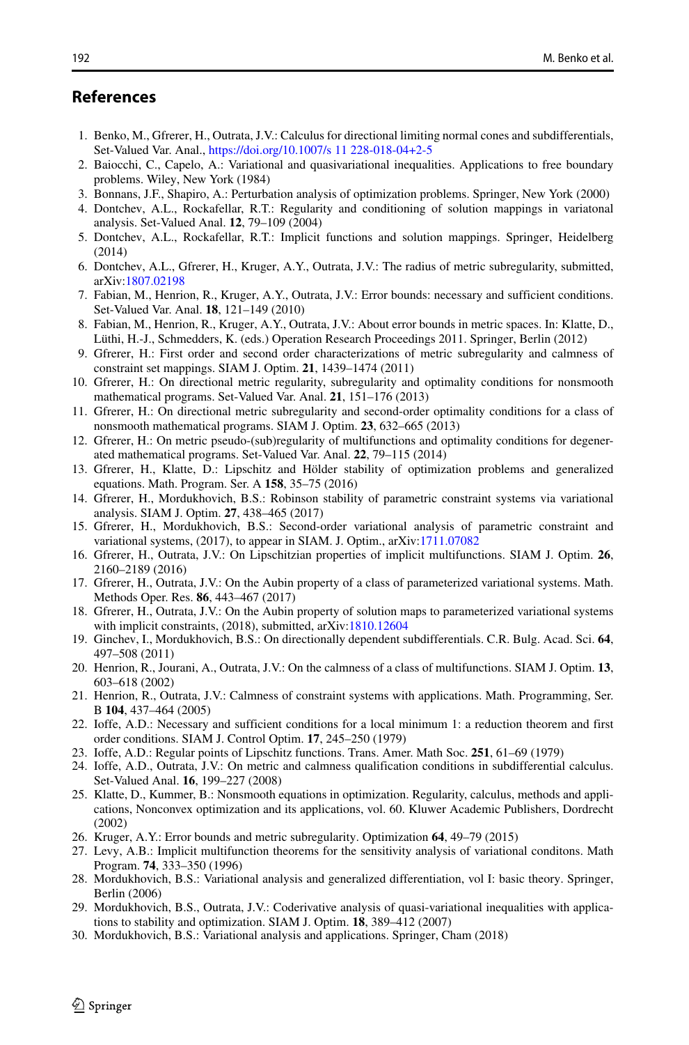## References

1. Benko, M., Gfrerer, H., Outrata, J.V.: Calculus for directional limiting normal cones and subdifferentials, Set-Valued Var. Anal., https://doi.org/10.1007/s 11 228-018-04+2-5
2. Baiocchi, C., Capelo, A.: Variational and quasivariational inequalities. Applications to free boundary problems. Wiley, New York (1984)
3. Bonnans, J.F., Shapiro, A.: Perturbation analysis of optimization problems. Springer, New York (2000)
4. Dontchev, A.L., Rockafellar, R.T.: Regularity and conditioning of solution mappings in variatonal analysis. Set-Valued Anal. **12**, 79–109 (2004)
5. Dontchev, A.L., Rockafellar, R.T.: Implicit functions and solution mappings. Springer, Heidelberg (2014)
6. Dontchev, A.L., Gfrerer, H., Kruger, A.Y., Outrata, J.V.: The radius of metric subregularity, submitted, arXiv:1807.02198
7. Fabian, M., Henrion, R., Kruger, A.Y., Outrata, J.V.: Error bounds: necessary and sufficient conditions. Set-Valued Var. Anal. **18**, 121–149 (2010)
8. Fabian, M., Henrion, R., Kruger, A.Y., Outrata, J.V.: About error bounds in metric spaces. In: Klatte, D., Lüthi, H.-J., Schmedders, K. (eds.) Operation Research Proceedings 2011. Springer, Berlin (2012)
9. Gfrerer, H.: First order and second order characterizations of metric subregularity and calmness of constraint set mappings. SIAM J. Optim. **21**, 1439–1474 (2011)
10. Gfrerer, H.: On directional metric regularity, subregularity and optimality conditions for nonsmooth mathematical programs. Set-Valued Var. Anal. **21**, 151–176 (2013)
11. Gfrerer, H.: On directional metric subregularity and second-order optimality conditions for a class of nonsmooth mathematical programs. SIAM J. Optim. **23**, 632–665 (2013)
12. Gfrerer, H.: On metric pseudo-(sub)regularity of multifunctions and optimality conditions for degenerated mathematical programs. Set-Valued Var. Anal. **22**, 79–115 (2014)
13. Gfrerer, H., Klatte, D.: Lipschitz and Hölder stability of optimization problems and generalized equations. Math. Program. Ser. A **158**, 35–75 (2016)
14. Gfrerer, H., Mordukhovich, B.S.: Robinson stability of parametric constraint systems via variational analysis. SIAM J. Optim. **27**, 438–465 (2017)
15. Gfrerer, H., Mordukhovich, B.S.: Second-order variational analysis of parametric constraint and variational systems, (2017), to appear in SIAM. J. Optim., arXiv:1711.07082
16. Gfrerer, H., Outrata, J.V.: On Lipschitzian properties of implicit multifunctions. SIAM J. Optim. **26**, 2160–2189 (2016)
17. Gfrerer, H., Outrata, J.V.: On the Aubin property of a class of parameterized variational systems. Math. Methods Oper. Res. **86**, 443–467 (2017)
18. Gfrerer, H., Outrata, J.V.: On the Aubin property of solution maps to parameterized variational systems with implicit constraints, (2018), submitted, arXiv:1810.12604
19. Ginchev, I., Mordukhovich, B.S.: On directionally dependent subdifferentials. C.R. Bulg. Acad. Sci. **64**, 497–508 (2011)
20. Henrion, R., Jourani, A., Outrata, J.V.: On the calmness of a class of multifunctions. SIAM J. Optim. **13**, 603–618 (2002)
21. Henrion, R., Outrata, J.V.: Calmness of constraint systems with applications. Math. Programming, Ser. B **104**, 437–464 (2005)
22. Ioffe, A.D.: Necessary and sufficient conditions for a local minimum 1: a reduction theorem and first order conditions. SIAM J. Control Optim. **17**, 245–250 (1979)
23. Ioffe, A.D.: Regular points of Lipschitz functions. Trans. Amer. Math Soc. **251**, 61–69 (1979)
24. Ioffe, A.D., Outrata, J.V.: On metric and calmness qualification conditions in subdifferential calculus. Set-Valued Anal. **16**, 199–227 (2008)
25. Klatte, D., Kummer, B.: Nonsmooth equations in optimization. Regularity, calculus, methods and applications, Nonconvex optimization and its applications, vol. 60. Kluwer Academic Publishers, Dordrecht (2002)
26. Kruger, A.Y.: Error bounds and metric subregularity. Optimization **64**, 49–79 (2015)
27. Levy, A.B.: Implicit multifunction theorems for the sensitivity analysis of variational conditons. Math Program. **74**, 333–350 (1996)
28. Mordukhovich, B.S.: Variational analysis and generalized differentiation, vol I: basic theory. Springer, Berlin (2006)
29. Mordukhovich, B.S., Outrata, J.V.: Coderivative analysis of quasi-variational inequalities with applications to stability and optimization. SIAM J. Optim. **18**, 389–412 (2007)
30. Mordukhovich, B.S.: Variational analysis and applications. Springer, Cham (2018)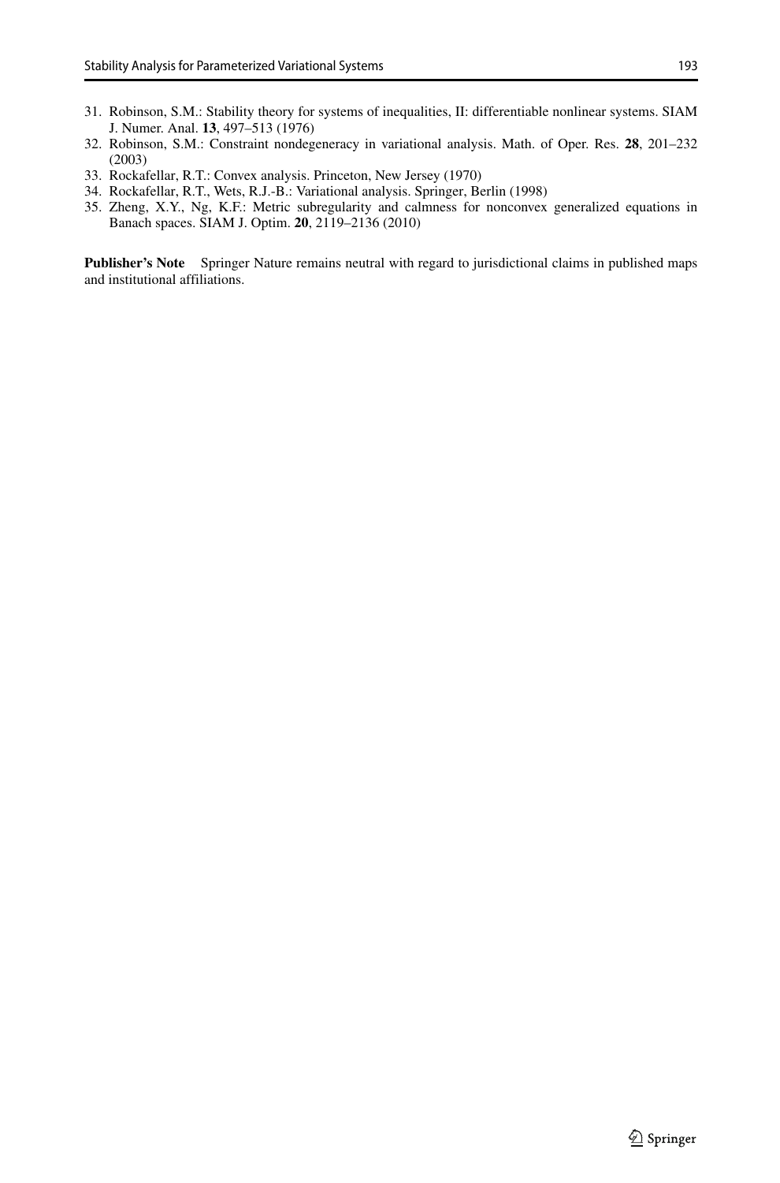31. Robinson, S.M.: Stability theory for systems of inequalities, II: differentiable nonlinear systems. SIAM J. Numer. Anal. **13**, 497–513 (1976)
32. Robinson, S.M.: Constraint nondegeneracy in variational analysis. Math. of Oper. Res. **28**, 201–232 (2003)
33. Rockafellar, R.T.: Convex analysis. Princeton, New Jersey (1970)
34. Rockafellar, R.T., Wets, R.J.-B.: Variational analysis. Springer, Berlin (1998)
35. Zheng, X.Y., Ng, K.F.: Metric subregularity and calmness for nonconvex generalized equations in Banach spaces. SIAM J. Optim. **20**, 2119–2136 (2010)

**Publisher's Note** Springer Nature remains neutral with regard to jurisdictional claims in published maps and institutional affiliations.